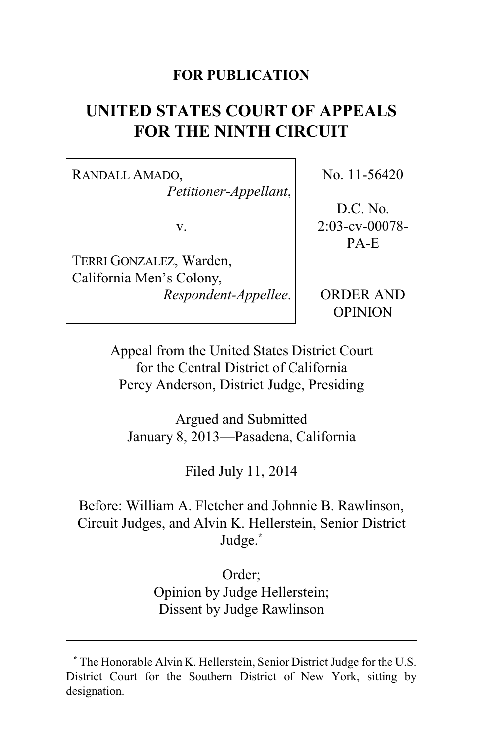**FOR PUBLICATION**

# UNITED STATES COURT OF APPEALS FOR THE NINTH CIRCUIT

| | |
|---|---|
| RANDALL AMADO, *Petitioner-Appellant*, v. TERRI GONZALEZ, Warden, California Men's Colony, *Respondent-Appellee*. | No. 11-56420 D.C. No. 2:03-cv-00078-PA-E ORDER AND OPINION |

Appeal from the United States District Court for the Central District of California
Percy Anderson, District Judge, Presiding

Argued and Submitted
January 8, 2013—Pasadena, California

Filed July 11, 2014

Before: William A. Fletcher and Johnnie B. Rawlinson, Circuit Judges, and Alvin K. Hellerstein, Senior District Judge.*

Order;
Opinion by Judge Hellerstein;
Dissent by Judge Rawlinson

---

\* The Honorable Alvin K. Hellerstein, Senior District Judge for the U.S. District Court for the Southern District of New York, sitting by designation.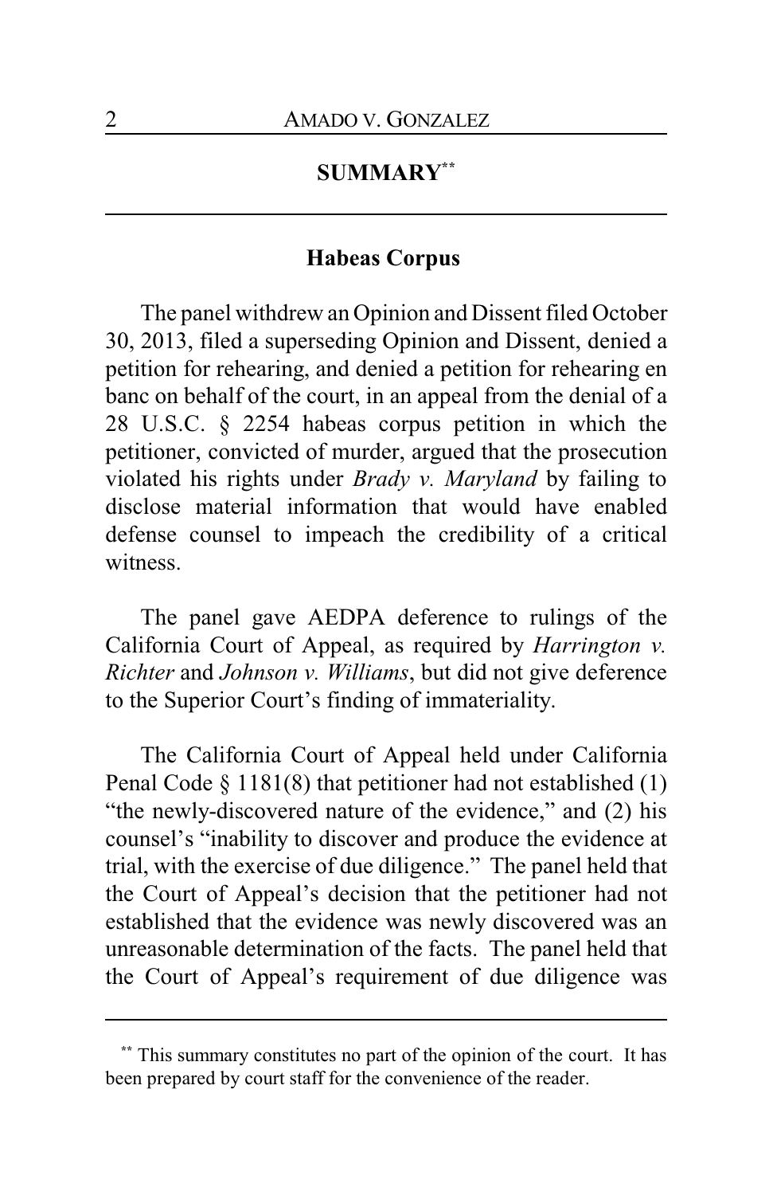## SUMMARY[**]

### Habeas Corpus

The panel withdrew an Opinion and Dissent filed October 30, 2013, filed a superseding Opinion and Dissent, denied a petition for rehearing, and denied a petition for rehearing en banc on behalf of the court, in an appeal from the denial of a 28 U.S.C. § 2254 habeas corpus petition in which the petitioner, convicted of murder, argued that the prosecution violated his rights under *Brady v. Maryland* by failing to disclose material information that would have enabled defense counsel to impeach the credibility of a critical witness.

The panel gave AEDPA deference to rulings of the California Court of Appeal, as required by *Harrington v. Richter* and *Johnson v. Williams*, but did not give deference to the Superior Court's finding of immateriality.

The California Court of Appeal held under California Penal Code § 1181(8) that petitioner had not established (1) "the newly-discovered nature of the evidence," and (2) his counsel's "inability to discover and produce the evidence at trial, with the exercise of due diligence." The panel held that the Court of Appeal's decision that the petitioner had not established that the evidence was newly discovered was an unreasonable determination of the facts. The panel held that the Court of Appeal's requirement of due diligence was

---

[**] This summary constitutes no part of the opinion of the court. It has been prepared by court staff for the convenience of the reader.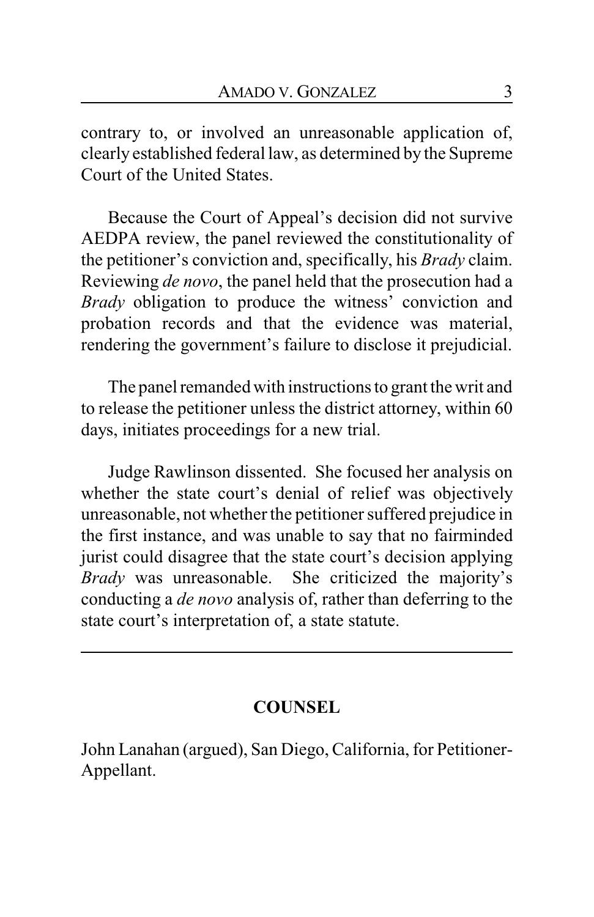contrary to, or involved an unreasonable application of, clearly established federal law, as determined by the Supreme Court of the United States.

Because the Court of Appeal's decision did not survive AEDPA review, the panel reviewed the constitutionality of the petitioner's conviction and, specifically, his *Brady* claim. Reviewing *de novo*, the panel held that the prosecution had a *Brady* obligation to produce the witness' conviction and probation records and that the evidence was material, rendering the government's failure to disclose it prejudicial.

The panel remanded with instructions to grant the writ and to release the petitioner unless the district attorney, within 60 days, initiates proceedings for a new trial.

Judge Rawlinson dissented. She focused her analysis on whether the state court's denial of relief was objectively unreasonable, not whether the petitioner suffered prejudice in the first instance, and was unable to say that no fairminded jurist could disagree that the state court's decision applying *Brady* was unreasonable. She criticized the majority's conducting a *de novo* analysis of, rather than deferring to the state court's interpretation of, a state statute.

---

## COUNSEL

John Lanahan (argued), San Diego, California, for Petitioner-Appellant.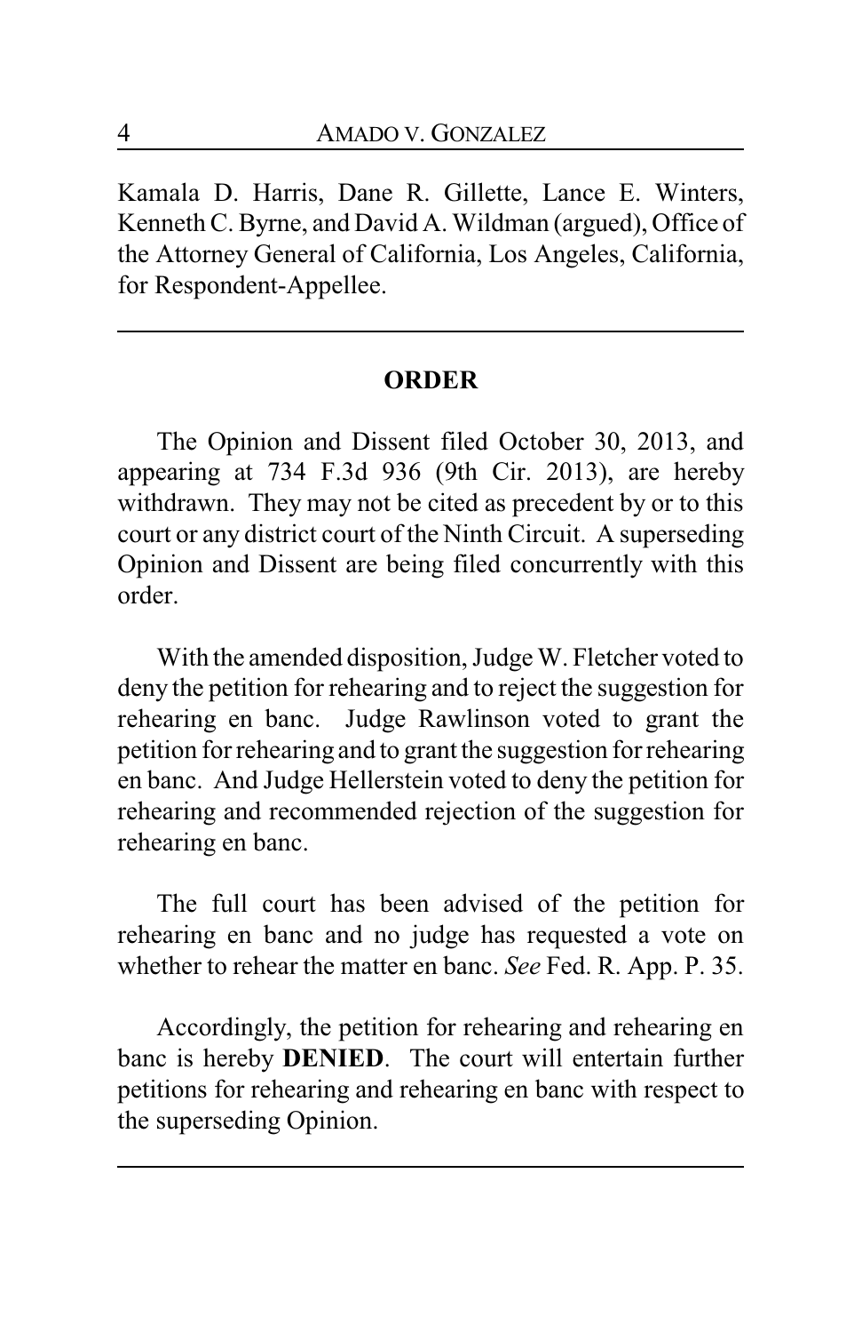Kamala D. Harris, Dane R. Gillette, Lance E. Winters, Kenneth C. Byrne, and David A. Wildman (argued), Office of the Attorney General of California, Los Angeles, California, for Respondent-Appellee.

---

## ORDER

The Opinion and Dissent filed October 30, 2013, and appearing at 734 F.3d 936 (9th Cir. 2013), are hereby withdrawn. They may not be cited as precedent by or to this court or any district court of the Ninth Circuit. A superseding Opinion and Dissent are being filed concurrently with this order.

With the amended disposition, Judge W. Fletcher voted to deny the petition for rehearing and to reject the suggestion for rehearing en banc. Judge Rawlinson voted to grant the petition for rehearing and to grant the suggestion for rehearing en banc. And Judge Hellerstein voted to deny the petition for rehearing and recommended rejection of the suggestion for rehearing en banc.

The full court has been advised of the petition for rehearing en banc and no judge has requested a vote on whether to rehear the matter en banc. *See* Fed. R. App. P. 35.

Accordingly, the petition for rehearing and rehearing en banc is hereby **DENIED**. The court will entertain further petitions for rehearing and rehearing en banc with respect to the superseding Opinion.

---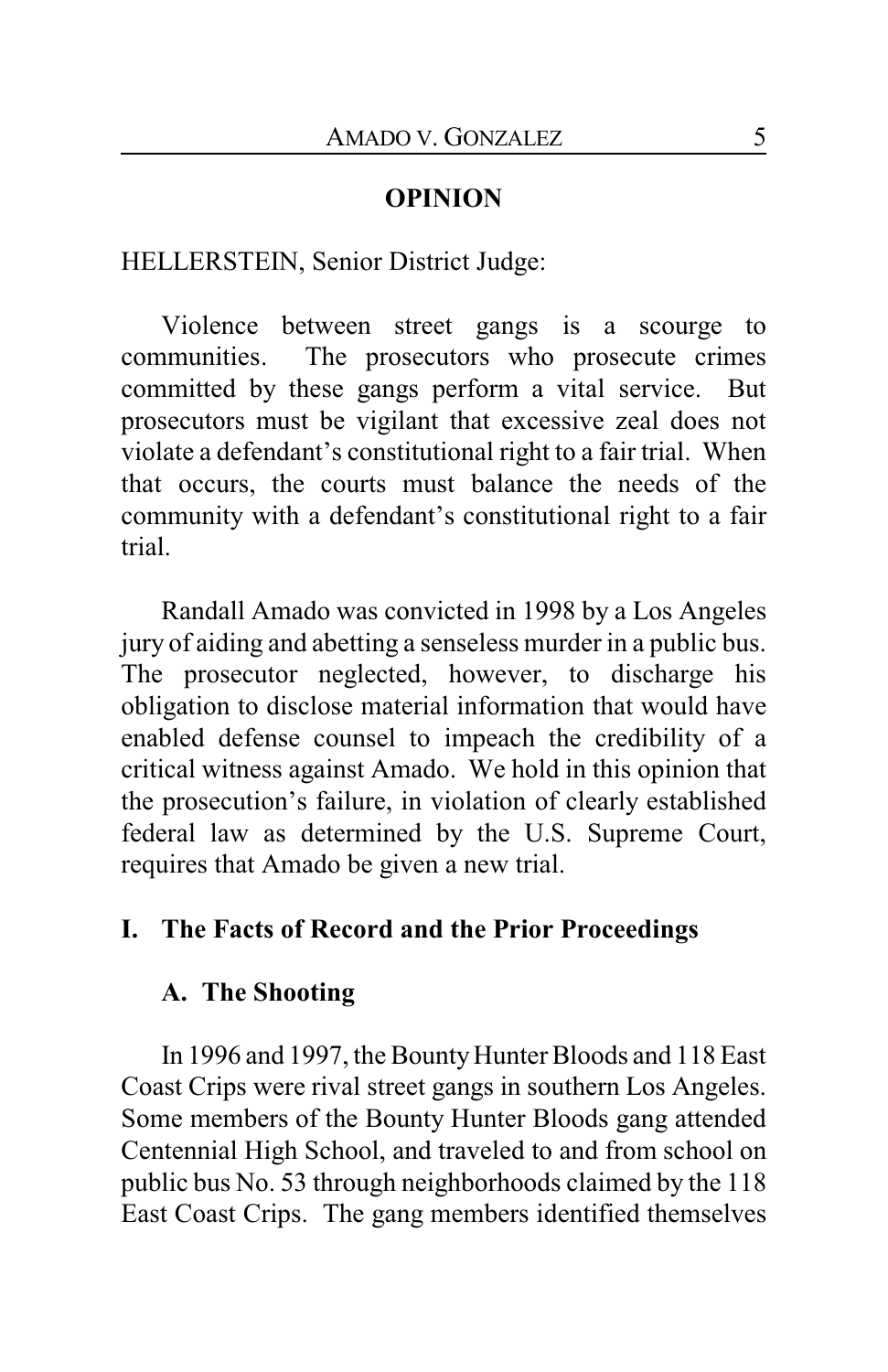## OPINION

HELLERSTEIN, Senior District Judge:

Violence between street gangs is a scourge to communities. The prosecutors who prosecute crimes committed by these gangs perform a vital service. But prosecutors must be vigilant that excessive zeal does not violate a defendant's constitutional right to a fair trial. When that occurs, the courts must balance the needs of the community with a defendant's constitutional right to a fair trial.

Randall Amado was convicted in 1998 by a Los Angeles jury of aiding and abetting a senseless murder in a public bus. The prosecutor neglected, however, to discharge his obligation to disclose material information that would have enabled defense counsel to impeach the credibility of a critical witness against Amado. We hold in this opinion that the prosecution's failure, in violation of clearly established federal law as determined by the U.S. Supreme Court, requires that Amado be given a new trial.

## I. The Facts of Record and the Prior Proceedings

### A. The Shooting

In 1996 and 1997, the Bounty Hunter Bloods and 118 East Coast Crips were rival street gangs in southern Los Angeles. Some members of the Bounty Hunter Bloods gang attended Centennial High School, and traveled to and from school on public bus No. 53 through neighborhoods claimed by the 118 East Coast Crips. The gang members identified themselves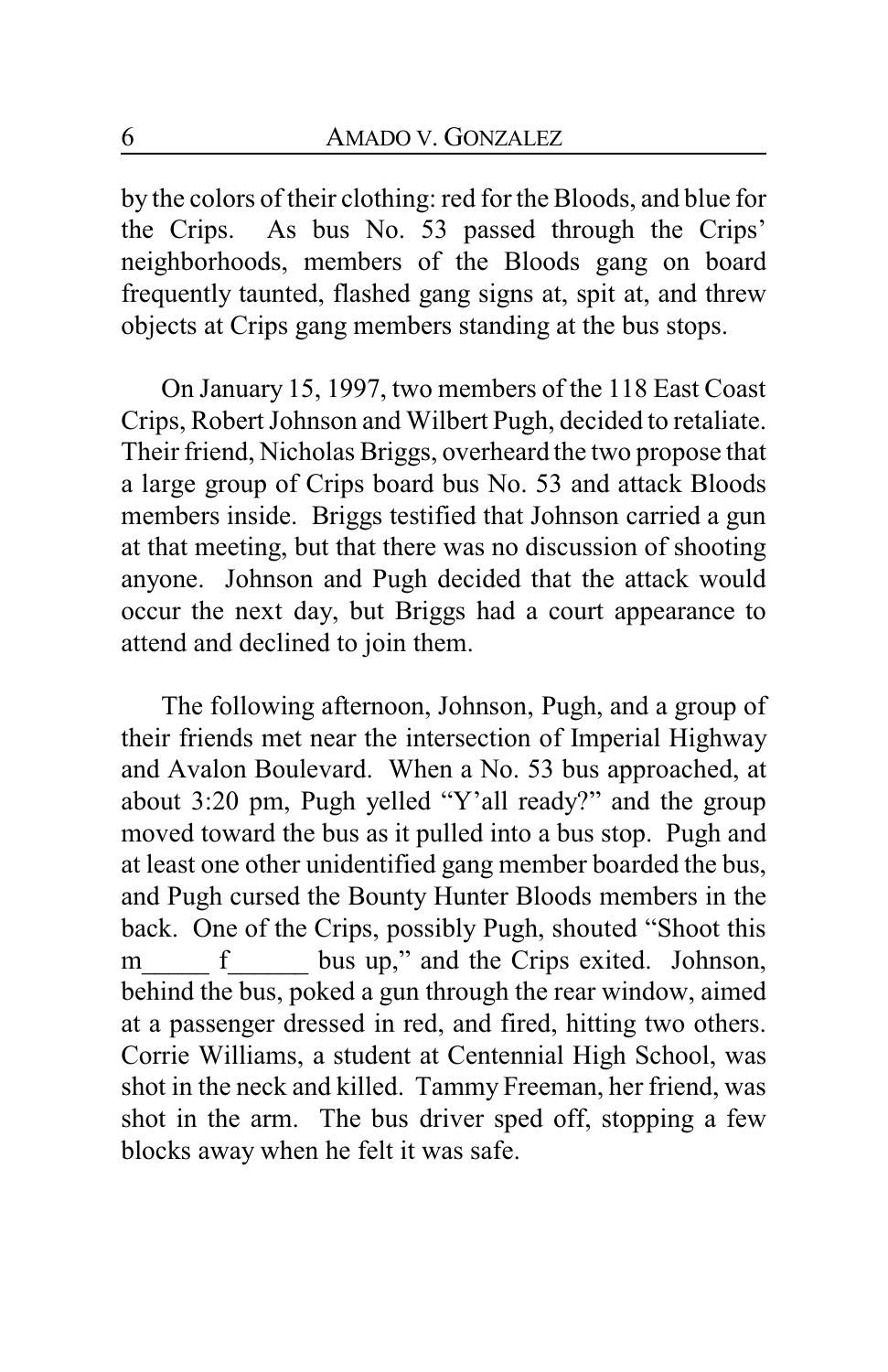by the colors of their clothing: red for the Bloods, and blue for the Crips. As bus No. 53 passed through the Crips' neighborhoods, members of the Bloods gang on board frequently taunted, flashed gang signs at, spit at, and threw objects at Crips gang members standing at the bus stops.

On January 15, 1997, two members of the 118 East Coast Crips, Robert Johnson and Wilbert Pugh, decided to retaliate. Their friend, Nicholas Briggs, overheard the two propose that a large group of Crips board bus No. 53 and attack Bloods members inside. Briggs testified that Johnson carried a gun at that meeting, but that there was no discussion of shooting anyone. Johnson and Pugh decided that the attack would occur the next day, but Briggs had a court appearance to attend and declined to join them.

The following afternoon, Johnson, Pugh, and a group of their friends met near the intersection of Imperial Highway and Avalon Boulevard. When a No. 53 bus approached, at about 3:20 pm, Pugh yelled "Y'all ready?" and the group moved toward the bus as it pulled into a bus stop. Pugh and at least one other unidentified gang member boarded the bus, and Pugh cursed the Bounty Hunter Bloods members in the back. One of the Crips, possibly Pugh, shouted "Shoot this m_____ f______ bus up," and the Crips exited. Johnson, behind the bus, poked a gun through the rear window, aimed at a passenger dressed in red, and fired, hitting two others. Corrie Williams, a student at Centennial High School, was shot in the neck and killed. Tammy Freeman, her friend, was shot in the arm. The bus driver sped off, stopping a few blocks away when he felt it was safe.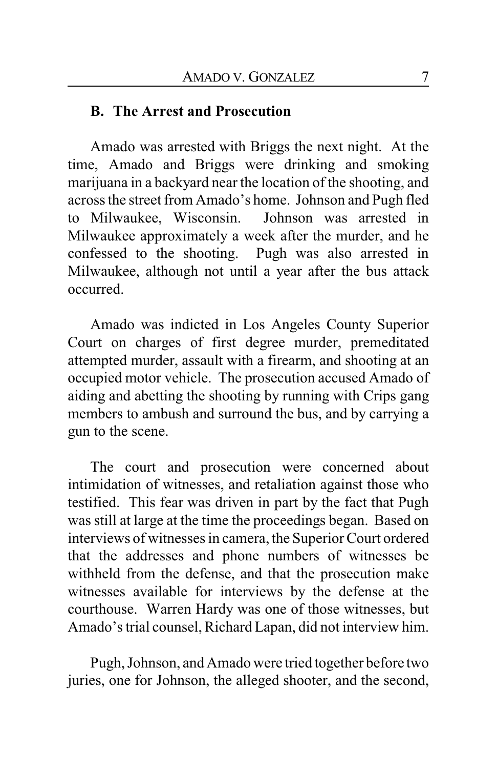### B. The Arrest and Prosecution

Amado was arrested with Briggs the next night. At the time, Amado and Briggs were drinking and smoking marijuana in a backyard near the location of the shooting, and across the street from Amado's home. Johnson and Pugh fled to Milwaukee, Wisconsin. Johnson was arrested in Milwaukee approximately a week after the murder, and he confessed to the shooting. Pugh was also arrested in Milwaukee, although not until a year after the bus attack occurred.

Amado was indicted in Los Angeles County Superior Court on charges of first degree murder, premeditated attempted murder, assault with a firearm, and shooting at an occupied motor vehicle. The prosecution accused Amado of aiding and abetting the shooting by running with Crips gang members to ambush and surround the bus, and by carrying a gun to the scene.

The court and prosecution were concerned about intimidation of witnesses, and retaliation against those who testified. This fear was driven in part by the fact that Pugh was still at large at the time the proceedings began. Based on interviews of witnesses in camera, the Superior Court ordered that the addresses and phone numbers of witnesses be withheld from the defense, and that the prosecution make witnesses available for interviews by the defense at the courthouse. Warren Hardy was one of those witnesses, but Amado's trial counsel, Richard Lapan, did not interview him.

Pugh, Johnson, and Amado were tried together before two juries, one for Johnson, the alleged shooter, and the second,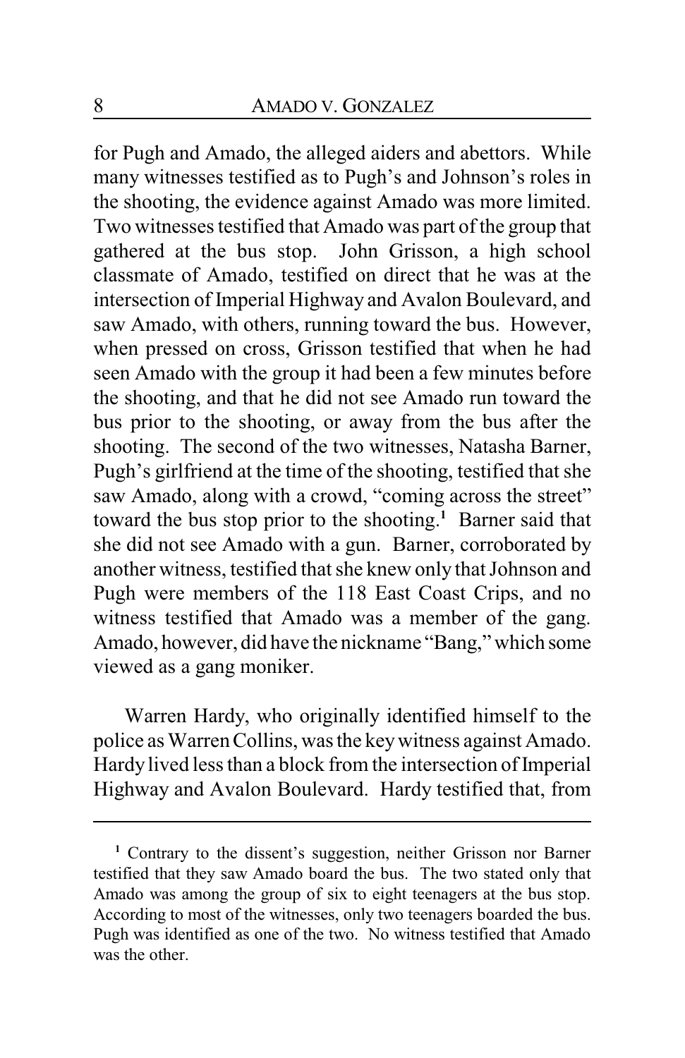for Pugh and Amado, the alleged aiders and abettors. While many witnesses testified as to Pugh's and Johnson's roles in the shooting, the evidence against Amado was more limited. Two witnesses testified that Amado was part of the group that gathered at the bus stop. John Grisson, a high school classmate of Amado, testified on direct that he was at the intersection of Imperial Highway and Avalon Boulevard, and saw Amado, with others, running toward the bus. However, when pressed on cross, Grisson testified that when he had seen Amado with the group it had been a few minutes before the shooting, and that he did not see Amado run toward the bus prior to the shooting, or away from the bus after the shooting. The second of the two witnesses, Natasha Barner, Pugh's girlfriend at the time of the shooting, testified that she saw Amado, along with a crowd, "coming across the street" toward the bus stop prior to the shooting.[1] Barner said that she did not see Amado with a gun. Barner, corroborated by another witness, testified that she knew only that Johnson and Pugh were members of the 118 East Coast Crips, and no witness testified that Amado was a member of the gang. Amado, however, did have the nickname "Bang," which some viewed as a gang moniker.

Warren Hardy, who originally identified himself to the police as Warren Collins, was the key witness against Amado. Hardy lived less than a block from the intersection of Imperial Highway and Avalon Boulevard. Hardy testified that, from

---

[1] Contrary to the dissent's suggestion, neither Grisson nor Barner testified that they saw Amado board the bus. The two stated only that Amado was among the group of six to eight teenagers at the bus stop. According to most of the witnesses, only two teenagers boarded the bus. Pugh was identified as one of the two. No witness testified that Amado was the other.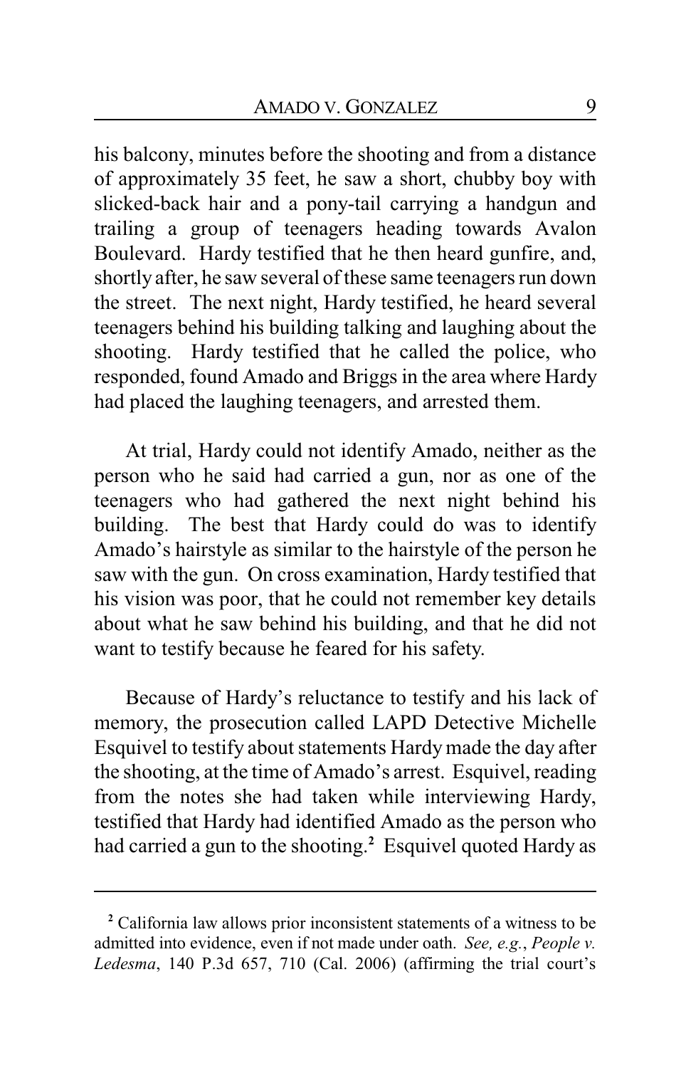his balcony, minutes before the shooting and from a distance of approximately 35 feet, he saw a short, chubby boy with slicked-back hair and a pony-tail carrying a handgun and trailing a group of teenagers heading towards Avalon Boulevard. Hardy testified that he then heard gunfire, and, shortly after, he saw several of these same teenagers run down the street. The next night, Hardy testified, he heard several teenagers behind his building talking and laughing about the shooting. Hardy testified that he called the police, who responded, found Amado and Briggs in the area where Hardy had placed the laughing teenagers, and arrested them.

At trial, Hardy could not identify Amado, neither as the person who he said had carried a gun, nor as one of the teenagers who had gathered the next night behind his building. The best that Hardy could do was to identify Amado's hairstyle as similar to the hairstyle of the person he saw with the gun. On cross examination, Hardy testified that his vision was poor, that he could not remember key details about what he saw behind his building, and that he did not want to testify because he feared for his safety.

Because of Hardy's reluctance to testify and his lack of memory, the prosecution called LAPD Detective Michelle Esquivel to testify about statements Hardy made the day after the shooting, at the time of Amado's arrest. Esquivel, reading from the notes she had taken while interviewing Hardy, testified that Hardy had identified Amado as the person who had carried a gun to the shooting.[2] Esquivel quoted Hardy as

---

[2] California law allows prior inconsistent statements of a witness to be admitted into evidence, even if not made under oath. *See, e.g.*, *People v. Ledesma*, 140 P.3d 657, 710 (Cal. 2006) (affirming the trial court's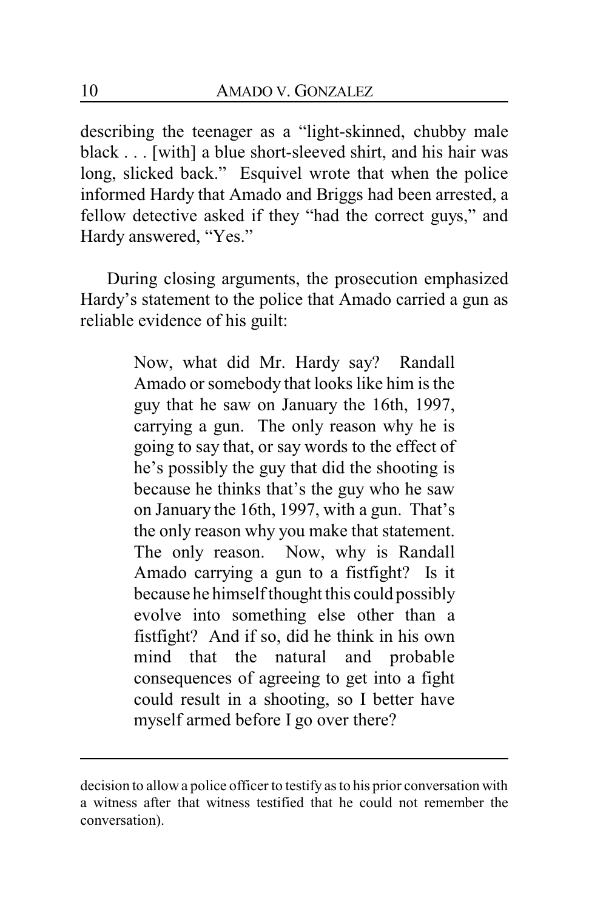describing the teenager as a "light-skinned, chubby male black . . . [with] a blue short-sleeved shirt, and his hair was long, slicked back." Esquivel wrote that when the police informed Hardy that Amado and Briggs had been arrested, a fellow detective asked if they "had the correct guys," and Hardy answered, "Yes."

During closing arguments, the prosecution emphasized Hardy's statement to the police that Amado carried a gun as reliable evidence of his guilt:

> Now, what did Mr. Hardy say? Randall Amado or somebody that looks like him is the guy that he saw on January the 16th, 1997, carrying a gun. The only reason why he is going to say that, or say words to the effect of he's possibly the guy that did the shooting is because he thinks that's the guy who he saw on January the 16th, 1997, with a gun. That's the only reason why you make that statement. The only reason. Now, why is Randall Amado carrying a gun to a fistfight? Is it because he himself thought this could possibly evolve into something else other than a fistfight? And if so, did he think in his own mind that the natural and probable consequences of agreeing to get into a fight could result in a shooting, so I better have myself armed before I go over there?

---

decision to allow a police officer to testify as to his prior conversation with a witness after that witness testified that he could not remember the conversation).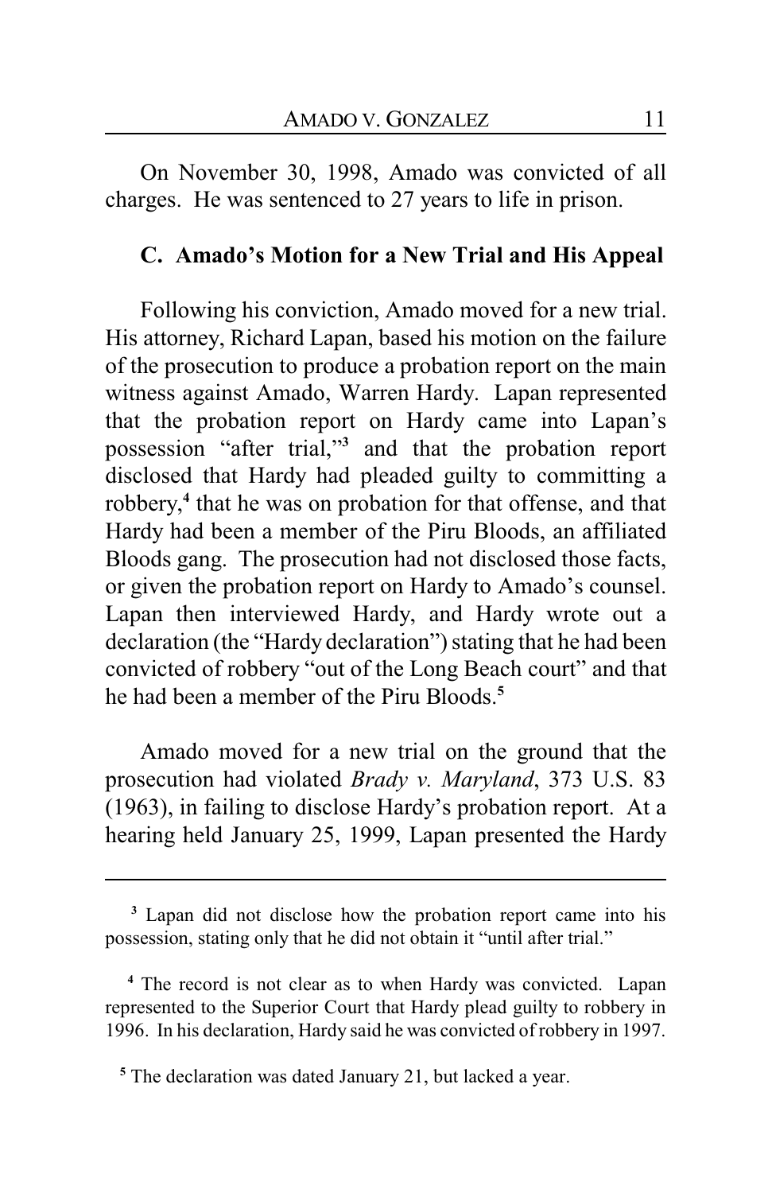On November 30, 1998, Amado was convicted of all charges. He was sentenced to 27 years to life in prison.

### C. Amado's Motion for a New Trial and His Appeal

Following his conviction, Amado moved for a new trial. His attorney, Richard Lapan, based his motion on the failure of the prosecution to produce a probation report on the main witness against Amado, Warren Hardy. Lapan represented that the probation report on Hardy came into Lapan's possession "after trial,"[3] and that the probation report disclosed that Hardy had pleaded guilty to committing a robbery,[4] that he was on probation for that offense, and that Hardy had been a member of the Piru Bloods, an affiliated Bloods gang. The prosecution had not disclosed those facts, or given the probation report on Hardy to Amado's counsel. Lapan then interviewed Hardy, and Hardy wrote out a declaration (the "Hardy declaration") stating that he had been convicted of robbery "out of the Long Beach court" and that he had been a member of the Piru Bloods.[5]

Amado moved for a new trial on the ground that the prosecution had violated *Brady v. Maryland*, 373 U.S. 83 (1963), in failing to disclose Hardy's probation report. At a hearing held January 25, 1999, Lapan presented the Hardy

---

[3] Lapan did not disclose how the probation report came into his possession, stating only that he did not obtain it "until after trial."

[4] The record is not clear as to when Hardy was convicted. Lapan represented to the Superior Court that Hardy plead guilty to robbery in 1996. In his declaration, Hardy said he was convicted of robbery in 1997.

[5] The declaration was dated January 21, but lacked a year.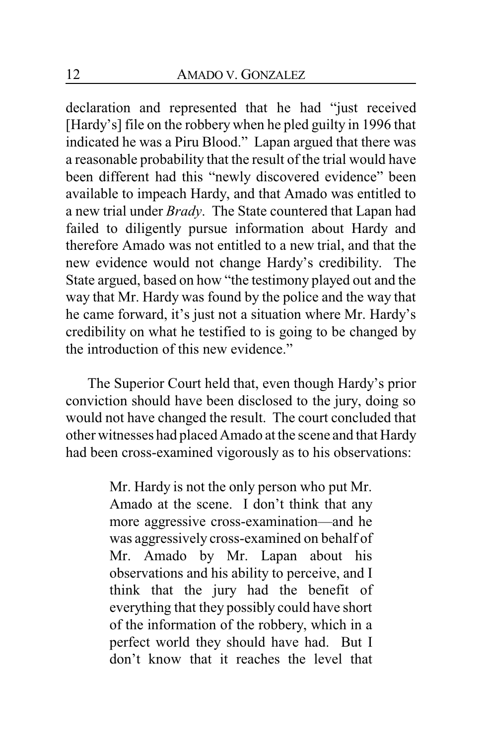declaration and represented that he had "just received [Hardy's] file on the robbery when he pled guilty in 1996 that indicated he was a Piru Blood." Lapan argued that there was a reasonable probability that the result of the trial would have been different had this "newly discovered evidence" been available to impeach Hardy, and that Amado was entitled to a new trial under *Brady*. The State countered that Lapan had failed to diligently pursue information about Hardy and therefore Amado was not entitled to a new trial, and that the new evidence would not change Hardy's credibility. The State argued, based on how "the testimony played out and the way that Mr. Hardy was found by the police and the way that he came forward, it's just not a situation where Mr. Hardy's credibility on what he testified to is going to be changed by the introduction of this new evidence."

The Superior Court held that, even though Hardy's prior conviction should have been disclosed to the jury, doing so would not have changed the result. The court concluded that other witnesses had placed Amado at the scene and that Hardy had been cross-examined vigorously as to his observations:

> Mr. Hardy is not the only person who put Mr. Amado at the scene. I don't think that any more aggressive cross-examination—and he was aggressively cross-examined on behalf of Mr. Amado by Mr. Lapan about his observations and his ability to perceive, and I think that the jury had the benefit of everything that they possibly could have short of the information of the robbery, which in a perfect world they should have had. But I don't know that it reaches the level that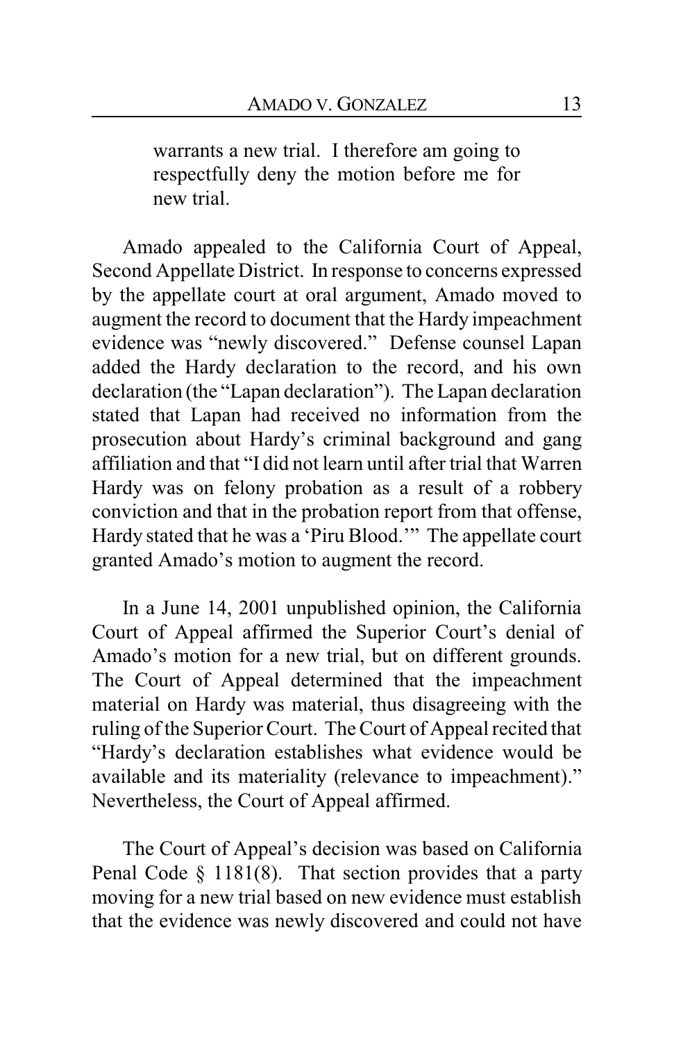> warrants a new trial. I therefore am going to respectfully deny the motion before me for new trial.

Amado appealed to the California Court of Appeal, Second Appellate District. In response to concerns expressed by the appellate court at oral argument, Amado moved to augment the record to document that the Hardy impeachment evidence was "newly discovered." Defense counsel Lapan added the Hardy declaration to the record, and his own declaration (the "Lapan declaration"). The Lapan declaration stated that Lapan had received no information from the prosecution about Hardy's criminal background and gang affiliation and that "I did not learn until after trial that Warren Hardy was on felony probation as a result of a robbery conviction and that in the probation report from that offense, Hardy stated that he was a 'Piru Blood.'" The appellate court granted Amado's motion to augment the record.

In a June 14, 2001 unpublished opinion, the California Court of Appeal affirmed the Superior Court's denial of Amado's motion for a new trial, but on different grounds. The Court of Appeal determined that the impeachment material on Hardy was material, thus disagreeing with the ruling of the Superior Court. The Court of Appeal recited that "Hardy's declaration establishes what evidence would be available and its materiality (relevance to impeachment)." Nevertheless, the Court of Appeal affirmed.

The Court of Appeal's decision was based on California Penal Code § 1181(8). That section provides that a party moving for a new trial based on new evidence must establish that the evidence was newly discovered and could not have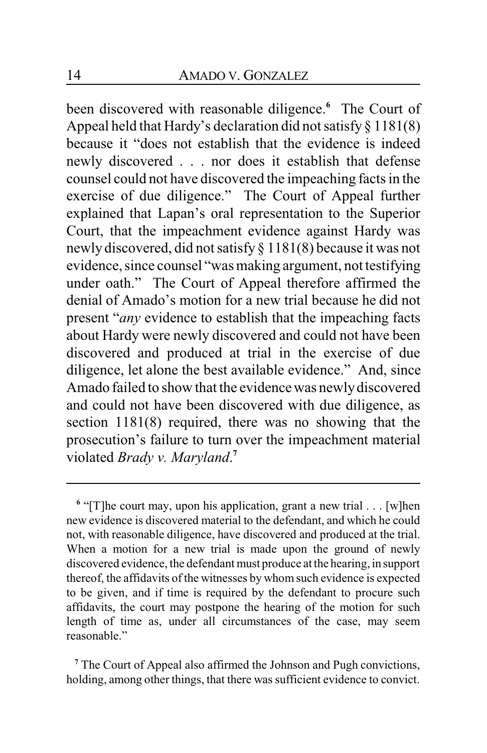been discovered with reasonable diligence.[6] The Court of Appeal held that Hardy's declaration did not satisfy § 1181(8) because it "does not establish that the evidence is indeed newly discovered . . . nor does it establish that defense counsel could not have discovered the impeaching facts in the exercise of due diligence." The Court of Appeal further explained that Lapan's oral representation to the Superior Court, that the impeachment evidence against Hardy was newly discovered, did not satisfy § 1181(8) because it was not evidence, since counsel "was making argument, not testifying under oath." The Court of Appeal therefore affirmed the denial of Amado's motion for a new trial because he did not present "*any* evidence to establish that the impeaching facts about Hardy were newly discovered and could not have been discovered and produced at trial in the exercise of due diligence, let alone the best available evidence." And, since Amado failed to show that the evidence was newly discovered and could not have been discovered with due diligence, as section 1181(8) required, there was no showing that the prosecution's failure to turn over the impeachment material violated *Brady v. Maryland*.[7]

---

[6] "[T]he court may, upon his application, grant a new trial . . . [w]hen new evidence is discovered material to the defendant, and which he could not, with reasonable diligence, have discovered and produced at the trial. When a motion for a new trial is made upon the ground of newly discovered evidence, the defendant must produce at the hearing, in support thereof, the affidavits of the witnesses by whom such evidence is expected to be given, and if time is required by the defendant to procure such affidavits, the court may postpone the hearing of the motion for such length of time as, under all circumstances of the case, may seem reasonable."

[7] The Court of Appeal also affirmed the Johnson and Pugh convictions, holding, among other things, that there was sufficient evidence to convict.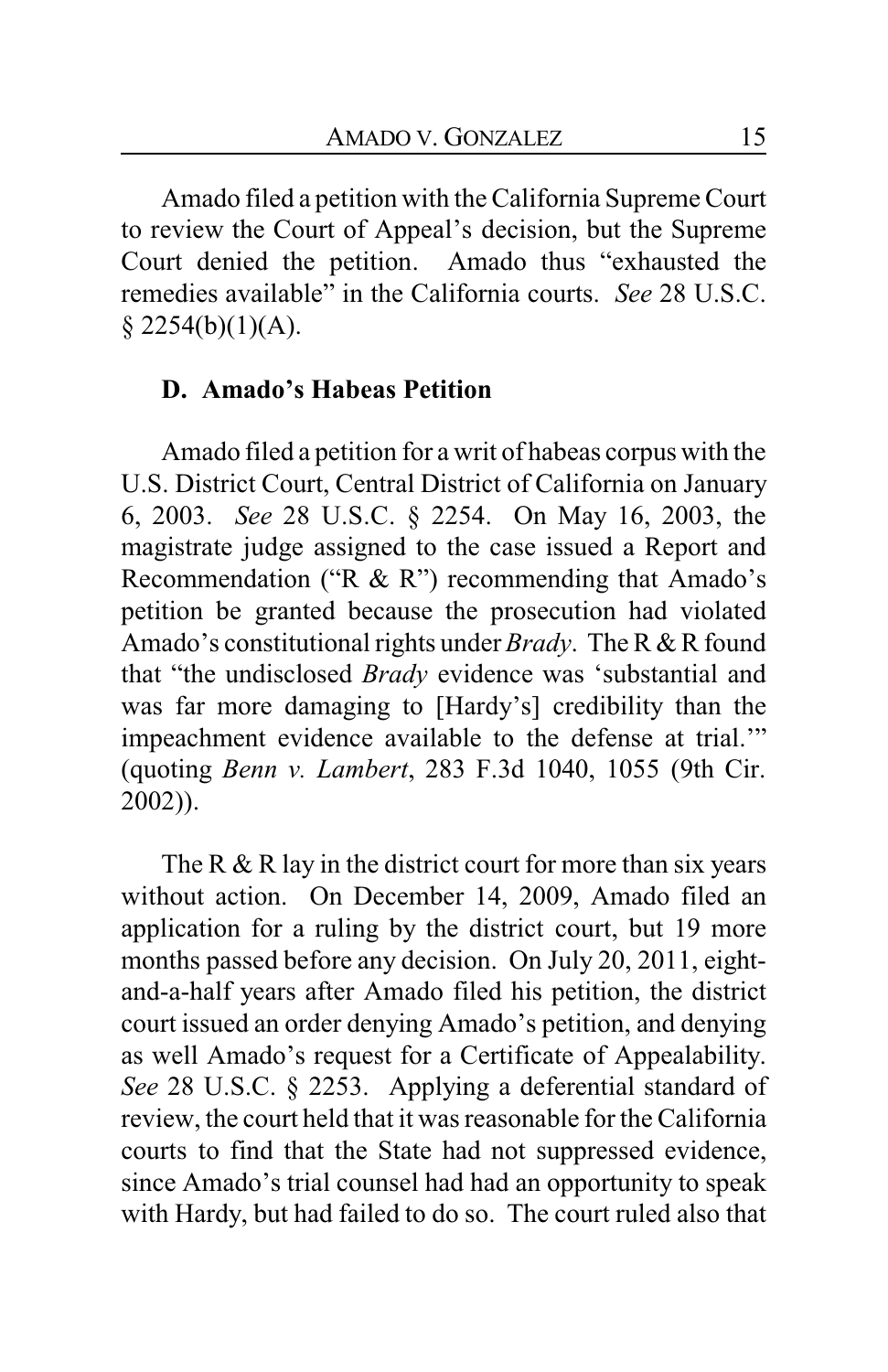Amado filed a petition with the California Supreme Court to review the Court of Appeal's decision, but the Supreme Court denied the petition. Amado thus "exhausted the remedies available" in the California courts. *See* 28 U.S.C. § 2254(b)(1)(A).

### D. Amado's Habeas Petition

Amado filed a petition for a writ of habeas corpus with the U.S. District Court, Central District of California on January 6, 2003. *See* 28 U.S.C. § 2254. On May 16, 2003, the magistrate judge assigned to the case issued a Report and Recommendation ("R & R") recommending that Amado's petition be granted because the prosecution had violated Amado's constitutional rights under *Brady*. The R & R found that "the undisclosed *Brady* evidence was 'substantial and was far more damaging to [Hardy's] credibility than the impeachment evidence available to the defense at trial.'" (quoting *Benn v. Lambert*, 283 F.3d 1040, 1055 (9th Cir. 2002)).

The R & R lay in the district court for more than six years without action. On December 14, 2009, Amado filed an application for a ruling by the district court, but 19 more months passed before any decision. On July 20, 2011, eight-and-a-half years after Amado filed his petition, the district court issued an order denying Amado's petition, and denying as well Amado's request for a Certificate of Appealability. *See* 28 U.S.C. § 2253. Applying a deferential standard of review, the court held that it was reasonable for the California courts to find that the State had not suppressed evidence, since Amado's trial counsel had had an opportunity to speak with Hardy, but had failed to do so. The court ruled also that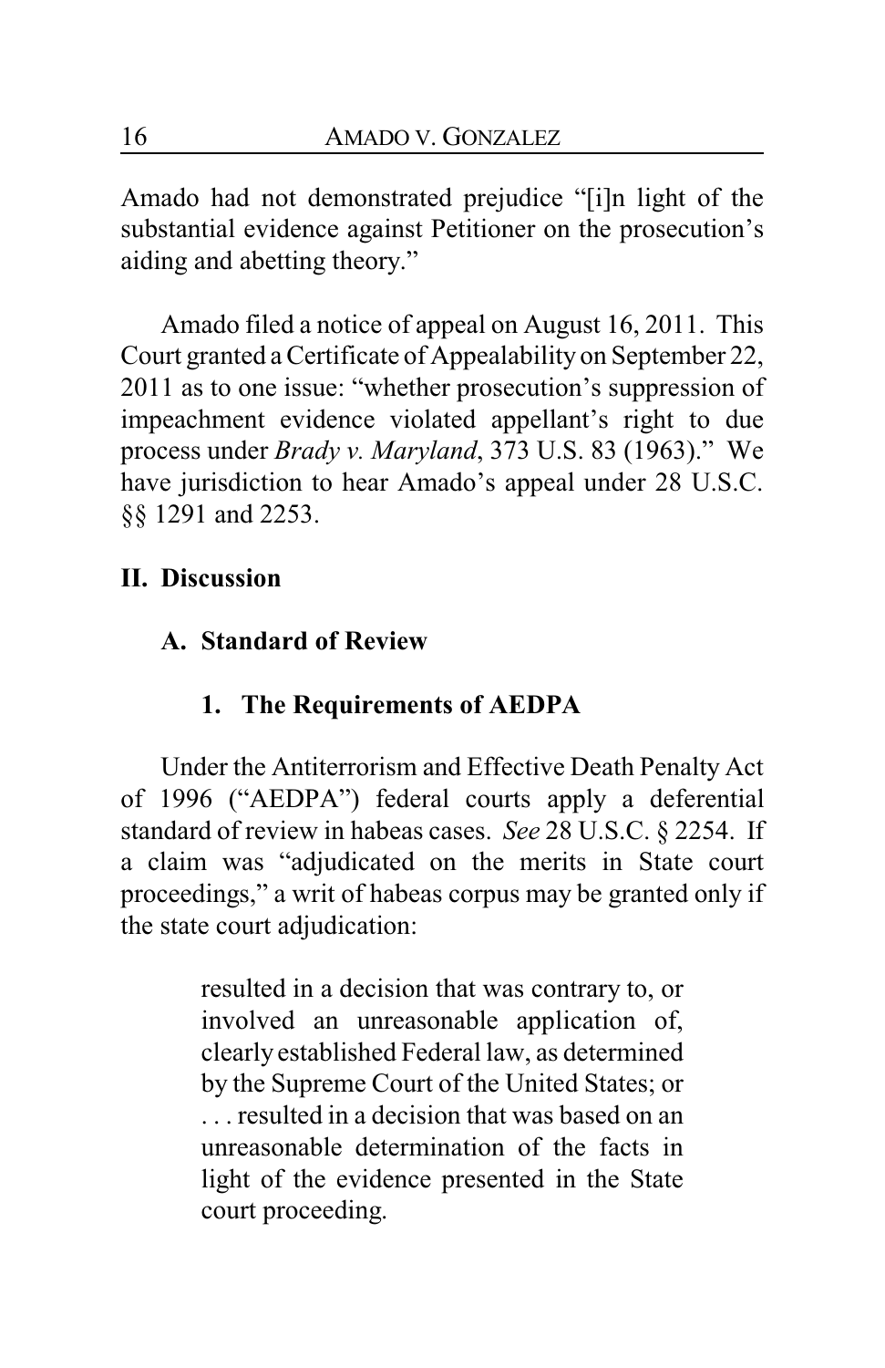Amado had not demonstrated prejudice "[i]n light of the substantial evidence against Petitioner on the prosecution's aiding and abetting theory."

Amado filed a notice of appeal on August 16, 2011. This Court granted a Certificate of Appealability on September 22, 2011 as to one issue: "whether prosecution's suppression of impeachment evidence violated appellant's right to due process under *Brady v. Maryland*, 373 U.S. 83 (1963)." We have jurisdiction to hear Amado's appeal under 28 U.S.C. §§ 1291 and 2253.

## II. Discussion

### A. Standard of Review

#### 1. The Requirements of AEDPA

Under the Antiterrorism and Effective Death Penalty Act of 1996 ("AEDPA") federal courts apply a deferential standard of review in habeas cases. *See* 28 U.S.C. § 2254. If a claim was "adjudicated on the merits in State court proceedings," a writ of habeas corpus may be granted only if the state court adjudication:

> resulted in a decision that was contrary to, or involved an unreasonable application of, clearly established Federal law, as determined by the Supreme Court of the United States; or . . . resulted in a decision that was based on an unreasonable determination of the facts in light of the evidence presented in the State court proceeding.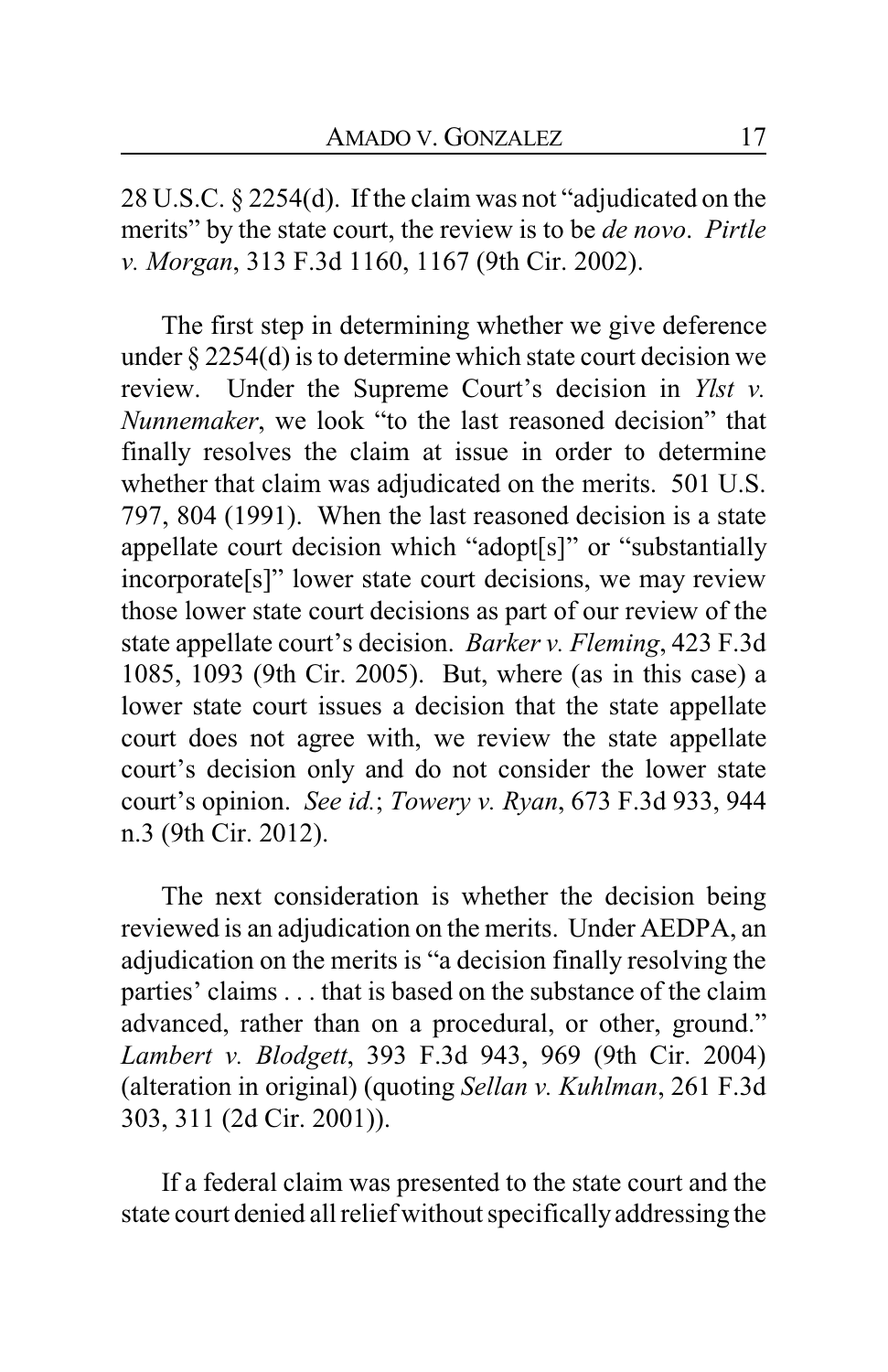28 U.S.C. § 2254(d). If the claim was not "adjudicated on the merits" by the state court, the review is to be *de novo*. *Pirtle v. Morgan*, 313 F.3d 1160, 1167 (9th Cir. 2002).

The first step in determining whether we give deference under § 2254(d) is to determine which state court decision we review. Under the Supreme Court's decision in *Ylst v. Nunnemaker*, we look "to the last reasoned decision" that finally resolves the claim at issue in order to determine whether that claim was adjudicated on the merits. 501 U.S. 797, 804 (1991). When the last reasoned decision is a state appellate court decision which "adopt[s]" or "substantially incorporate[s]" lower state court decisions, we may review those lower state court decisions as part of our review of the state appellate court's decision. *Barker v. Fleming*, 423 F.3d 1085, 1093 (9th Cir. 2005). But, where (as in this case) a lower state court issues a decision that the state appellate court does not agree with, we review the state appellate court's decision only and do not consider the lower state court's opinion. *See id.*; *Towery v. Ryan*, 673 F.3d 933, 944 n.3 (9th Cir. 2012).

The next consideration is whether the decision being reviewed is an adjudication on the merits. Under AEDPA, an adjudication on the merits is "a decision finally resolving the parties' claims . . . that is based on the substance of the claim advanced, rather than on a procedural, or other, ground." *Lambert v. Blodgett*, 393 F.3d 943, 969 (9th Cir. 2004) (alteration in original) (quoting *Sellan v. Kuhlman*, 261 F.3d 303, 311 (2d Cir. 2001)).

If a federal claim was presented to the state court and the state court denied all relief without specifically addressing the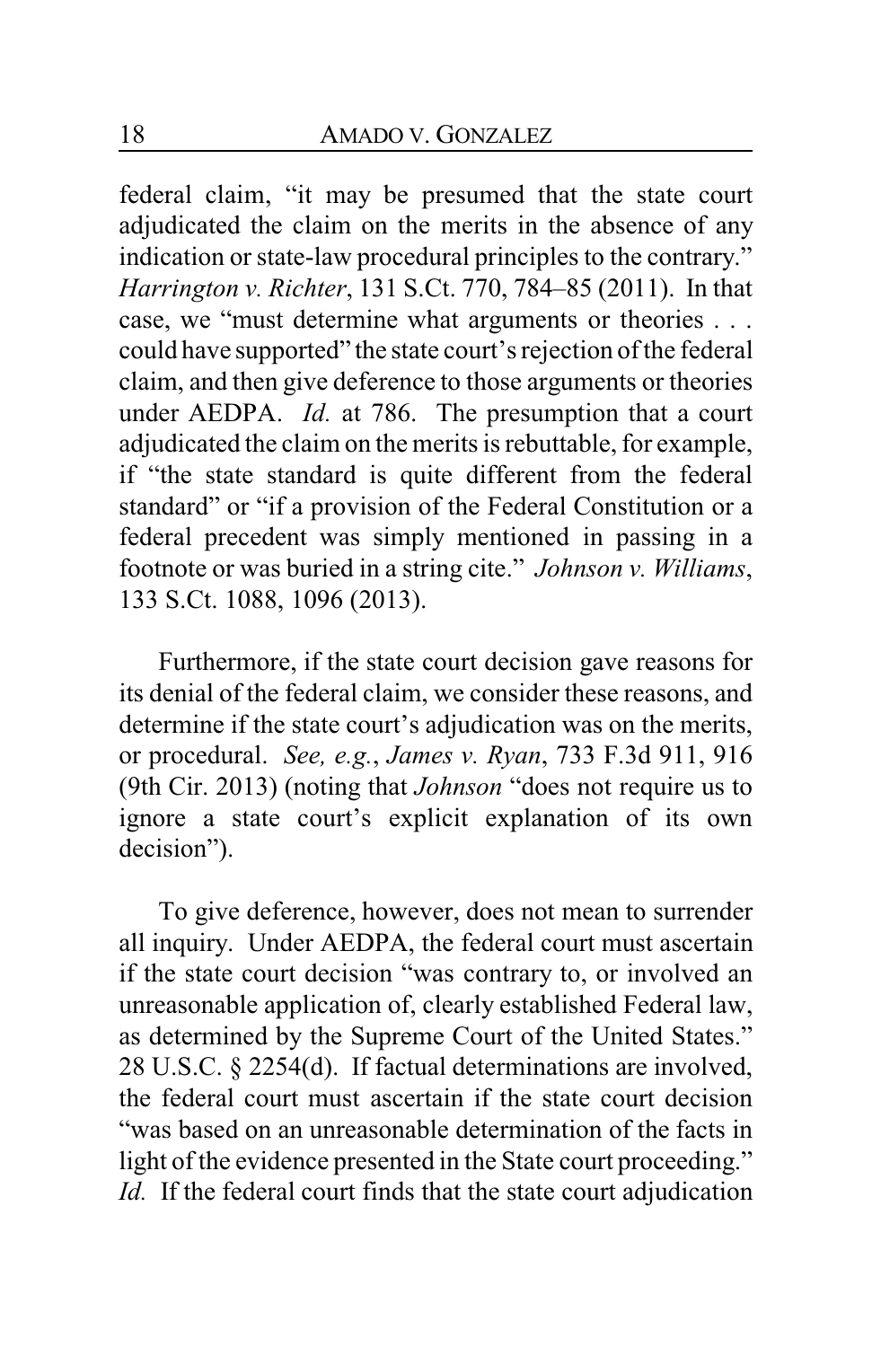federal claim, "it may be presumed that the state court adjudicated the claim on the merits in the absence of any indication or state-law procedural principles to the contrary." *Harrington v. Richter*, 131 S.Ct. 770, 784–85 (2011). In that case, we "must determine what arguments or theories . . . could have supported" the state court's rejection of the federal claim, and then give deference to those arguments or theories under AEDPA. *Id.* at 786. The presumption that a court adjudicated the claim on the merits is rebuttable, for example, if "the state standard is quite different from the federal standard" or "if a provision of the Federal Constitution or a federal precedent was simply mentioned in passing in a footnote or was buried in a string cite." *Johnson v. Williams*, 133 S.Ct. 1088, 1096 (2013).

Furthermore, if the state court decision gave reasons for its denial of the federal claim, we consider these reasons, and determine if the state court's adjudication was on the merits, or procedural. *See, e.g.*, *James v. Ryan*, 733 F.3d 911, 916 (9th Cir. 2013) (noting that *Johnson* "does not require us to ignore a state court's explicit explanation of its own decision").

To give deference, however, does not mean to surrender all inquiry. Under AEDPA, the federal court must ascertain if the state court decision "was contrary to, or involved an unreasonable application of, clearly established Federal law, as determined by the Supreme Court of the United States." 28 U.S.C. § 2254(d). If factual determinations are involved, the federal court must ascertain if the state court decision "was based on an unreasonable determination of the facts in light of the evidence presented in the State court proceeding." *Id.* If the federal court finds that the state court adjudication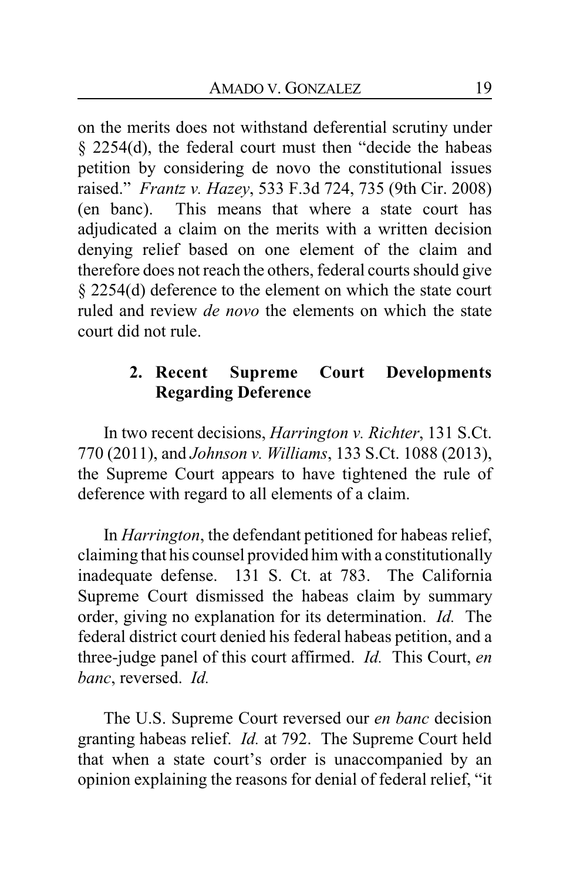on the merits does not withstand deferential scrutiny under § 2254(d), the federal court must then "decide the habeas petition by considering de novo the constitutional issues raised." *Frantz v. Hazey*, 533 F.3d 724, 735 (9th Cir. 2008) (en banc). This means that where a state court has adjudicated a claim on the merits with a written decision denying relief based on one element of the claim and therefore does not reach the others, federal courts should give § 2254(d) deference to the element on which the state court ruled and review *de novo* the elements on which the state court did not rule.

### 2. Recent Supreme Court Developments Regarding Deference

In two recent decisions, *Harrington v. Richter*, 131 S.Ct. 770 (2011), and *Johnson v. Williams*, 133 S.Ct. 1088 (2013), the Supreme Court appears to have tightened the rule of deference with regard to all elements of a claim.

In *Harrington*, the defendant petitioned for habeas relief, claiming that his counsel provided him with a constitutionally inadequate defense. 131 S. Ct. at 783. The California Supreme Court dismissed the habeas claim by summary order, giving no explanation for its determination. *Id.* The federal district court denied his federal habeas petition, and a three-judge panel of this court affirmed. *Id.* This Court, *en banc*, reversed. *Id.*

The U.S. Supreme Court reversed our *en banc* decision granting habeas relief. *Id.* at 792. The Supreme Court held that when a state court's order is unaccompanied by an opinion explaining the reasons for denial of federal relief, "it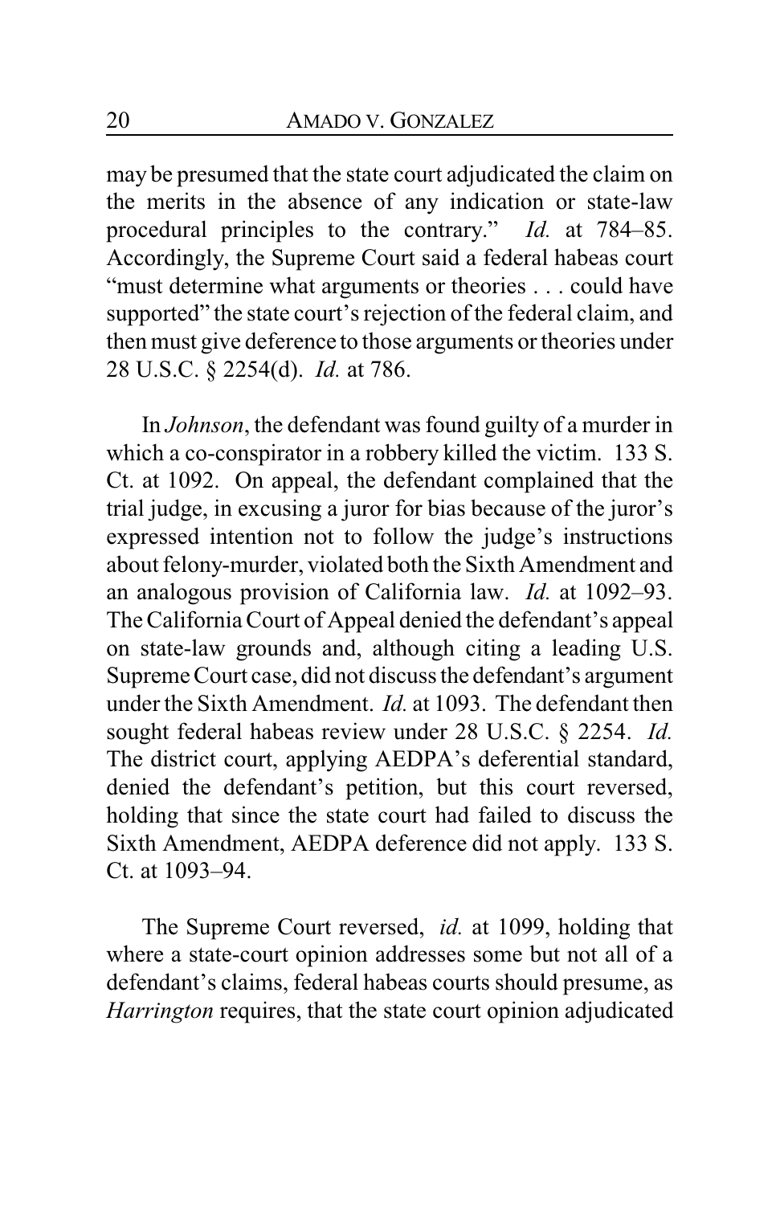may be presumed that the state court adjudicated the claim on the merits in the absence of any indication or state-law procedural principles to the contrary." *Id.* at 784–85. Accordingly, the Supreme Court said a federal habeas court "must determine what arguments or theories . . . could have supported" the state court's rejection of the federal claim, and then must give deference to those arguments or theories under 28 U.S.C. § 2254(d). *Id.* at 786.

In *Johnson*, the defendant was found guilty of a murder in which a co-conspirator in a robbery killed the victim. 133 S. Ct. at 1092. On appeal, the defendant complained that the trial judge, in excusing a juror for bias because of the juror's expressed intention not to follow the judge's instructions about felony-murder, violated both the Sixth Amendment and an analogous provision of California law. *Id.* at 1092–93. The California Court of Appeal denied the defendant's appeal on state-law grounds and, although citing a leading U.S. Supreme Court case, did not discuss the defendant's argument under the Sixth Amendment. *Id.* at 1093. The defendant then sought federal habeas review under 28 U.S.C. § 2254. *Id.* The district court, applying AEDPA's deferential standard, denied the defendant's petition, but this court reversed, holding that since the state court had failed to discuss the Sixth Amendment, AEDPA deference did not apply. 133 S. Ct. at 1093–94.

The Supreme Court reversed, *id.* at 1099, holding that where a state-court opinion addresses some but not all of a defendant's claims, federal habeas courts should presume, as *Harrington* requires, that the state court opinion adjudicated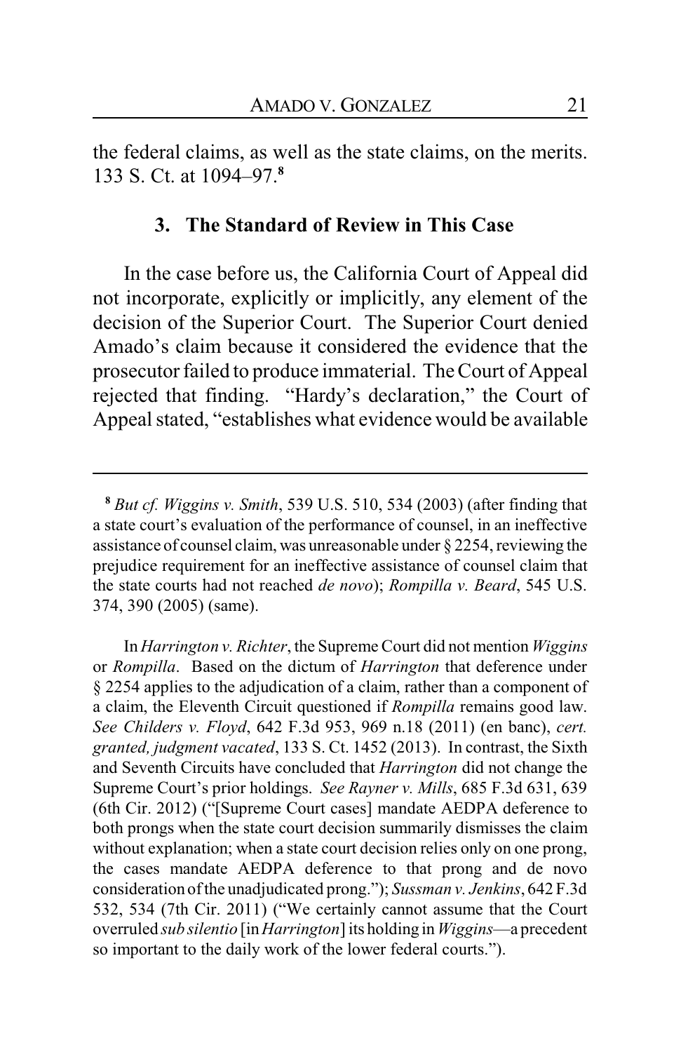the federal claims, as well as the state claims, on the merits. 133 S. Ct. at 1094–97.[8]

### 3. The Standard of Review in This Case

In the case before us, the California Court of Appeal did not incorporate, explicitly or implicitly, any element of the decision of the Superior Court. The Superior Court denied Amado's claim because it considered the evidence that the prosecutor failed to produce immaterial. The Court of Appeal rejected that finding. "Hardy's declaration," the Court of Appeal stated, "establishes what evidence would be available

---

[8] *But cf. Wiggins v. Smith*, 539 U.S. 510, 534 (2003) (after finding that a state court's evaluation of the performance of counsel, in an ineffective assistance of counsel claim, was unreasonable under § 2254, reviewing the prejudice requirement for an ineffective assistance of counsel claim that the state courts had not reached *de novo*); *Rompilla v. Beard*, 545 U.S. 374, 390 (2005) (same).

In *Harrington v. Richter*, the Supreme Court did not mention *Wiggins* or *Rompilla*. Based on the dictum of *Harrington* that deference under § 2254 applies to the adjudication of a claim, rather than a component of a claim, the Eleventh Circuit questioned if *Rompilla* remains good law. *See Childers v. Floyd*, 642 F.3d 953, 969 n.18 (2011) (en banc), *cert. granted, judgment vacated*, 133 S. Ct. 1452 (2013). In contrast, the Sixth and Seventh Circuits have concluded that *Harrington* did not change the Supreme Court's prior holdings. *See Rayner v. Mills*, 685 F.3d 631, 639 (6th Cir. 2012) ("[Supreme Court cases] mandate AEDPA deference to both prongs when the state court decision summarily dismisses the claim without explanation; when a state court decision relies only on one prong, the cases mandate AEDPA deference to that prong and de novo consideration of the unadjudicated prong."); *Sussman v. Jenkins*, 642 F.3d 532, 534 (7th Cir. 2011) ("We certainly cannot assume that the Court overruled *sub silentio* [in *Harrington*] its holding in *Wiggins*—a precedent so important to the daily work of the lower federal courts.").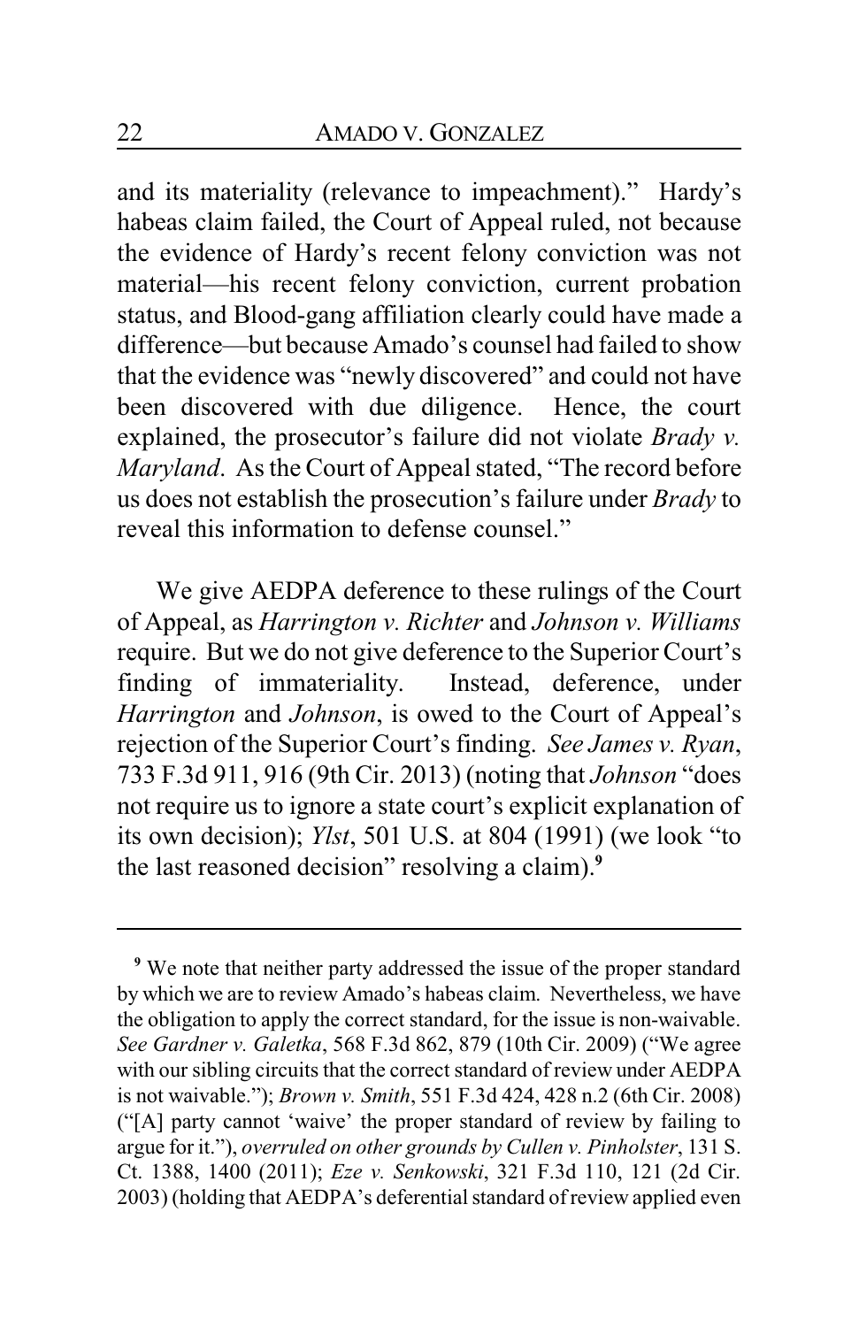and its materiality (relevance to impeachment)." Hardy's habeas claim failed, the Court of Appeal ruled, not because the evidence of Hardy's recent felony conviction was not material—his recent felony conviction, current probation status, and Blood-gang affiliation clearly could have made a difference—but because Amado's counsel had failed to show that the evidence was "newly discovered" and could not have been discovered with due diligence. Hence, the court explained, the prosecutor's failure did not violate *Brady v. Maryland*. As the Court of Appeal stated, "The record before us does not establish the prosecution's failure under *Brady* to reveal this information to defense counsel."

We give AEDPA deference to these rulings of the Court of Appeal, as *Harrington v. Richter* and *Johnson v. Williams* require. But we do not give deference to the Superior Court's finding of immateriality. Instead, deference, under *Harrington* and *Johnson*, is owed to the Court of Appeal's rejection of the Superior Court's finding. *See James v. Ryan*, 733 F.3d 911, 916 (9th Cir. 2013) (noting that *Johnson* "does not require us to ignore a state court's explicit explanation of its own decision); *Ylst*, 501 U.S. at 804 (1991) (we look "to the last reasoned decision" resolving a claim).[9]

---

[9] We note that neither party addressed the issue of the proper standard by which we are to review Amado's habeas claim. Nevertheless, we have the obligation to apply the correct standard, for the issue is non-waivable. *See Gardner v. Galetka*, 568 F.3d 862, 879 (10th Cir. 2009) ("We agree with our sibling circuits that the correct standard of review under AEDPA is not waivable."); *Brown v. Smith*, 551 F.3d 424, 428 n.2 (6th Cir. 2008) ("[A] party cannot 'waive' the proper standard of review by failing to argue for it."), *overruled on other grounds by Cullen v. Pinholster*, 131 S. Ct. 1388, 1400 (2011); *Eze v. Senkowski*, 321 F.3d 110, 121 (2d Cir. 2003) (holding that AEDPA's deferential standard of review applied even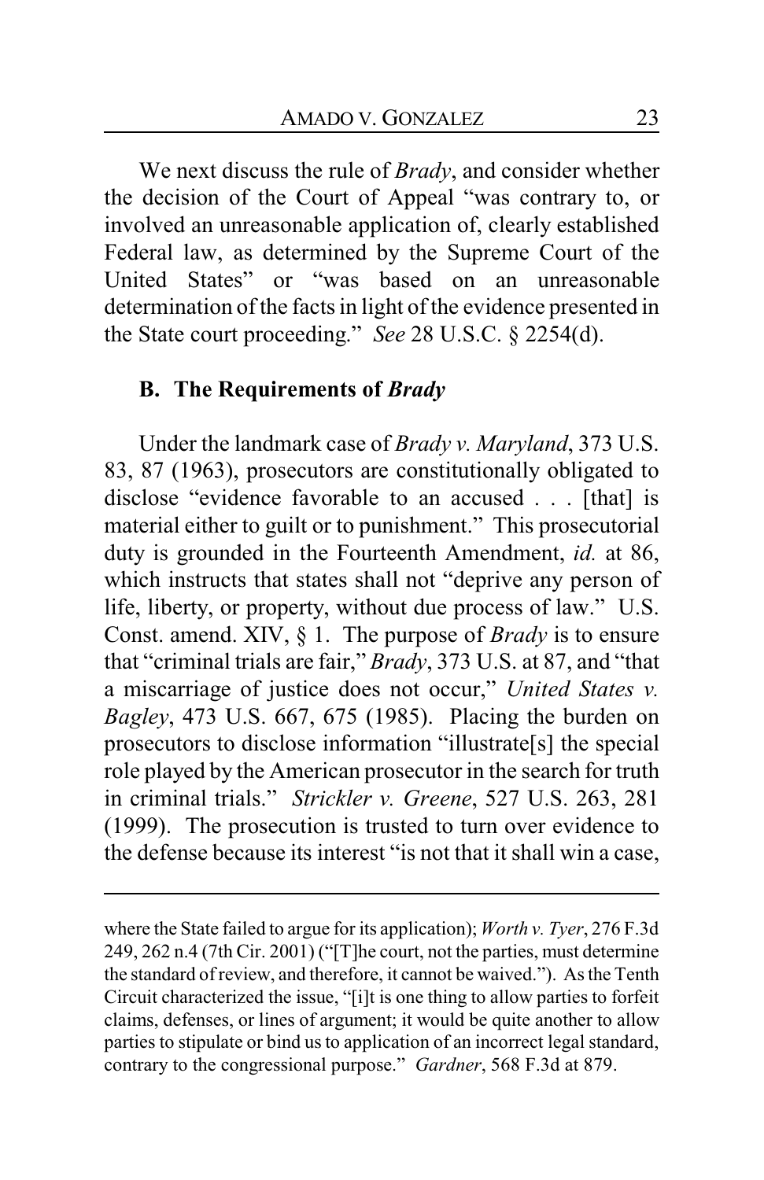We next discuss the rule of *Brady*, and consider whether the decision of the Court of Appeal "was contrary to, or involved an unreasonable application of, clearly established Federal law, as determined by the Supreme Court of the United States" or "was based on an unreasonable determination of the facts in light of the evidence presented in the State court proceeding." *See* 28 U.S.C. § 2254(d).

### B. The Requirements of *Brady*

Under the landmark case of *Brady v. Maryland*, 373 U.S. 83, 87 (1963), prosecutors are constitutionally obligated to disclose "evidence favorable to an accused . . . [that] is material either to guilt or to punishment." This prosecutorial duty is grounded in the Fourteenth Amendment, *id.* at 86, which instructs that states shall not "deprive any person of life, liberty, or property, without due process of law." U.S. Const. amend. XIV, § 1. The purpose of *Brady* is to ensure that "criminal trials are fair," *Brady*, 373 U.S. at 87, and "that a miscarriage of justice does not occur," *United States v. Bagley*, 473 U.S. 667, 675 (1985). Placing the burden on prosecutors to disclose information "illustrate[s] the special role played by the American prosecutor in the search for truth in criminal trials." *Strickler v. Greene*, 527 U.S. 263, 281 (1999). The prosecution is trusted to turn over evidence to the defense because its interest "is not that it shall win a case,

---

where the State failed to argue for its application); *Worth v. Tyer*, 276 F.3d 249, 262 n.4 (7th Cir. 2001) ("[T]he court, not the parties, must determine the standard of review, and therefore, it cannot be waived."). As the Tenth Circuit characterized the issue, "[i]t is one thing to allow parties to forfeit claims, defenses, or lines of argument; it would be quite another to allow parties to stipulate or bind us to application of an incorrect legal standard, contrary to the congressional purpose." *Gardner*, 568 F.3d at 879.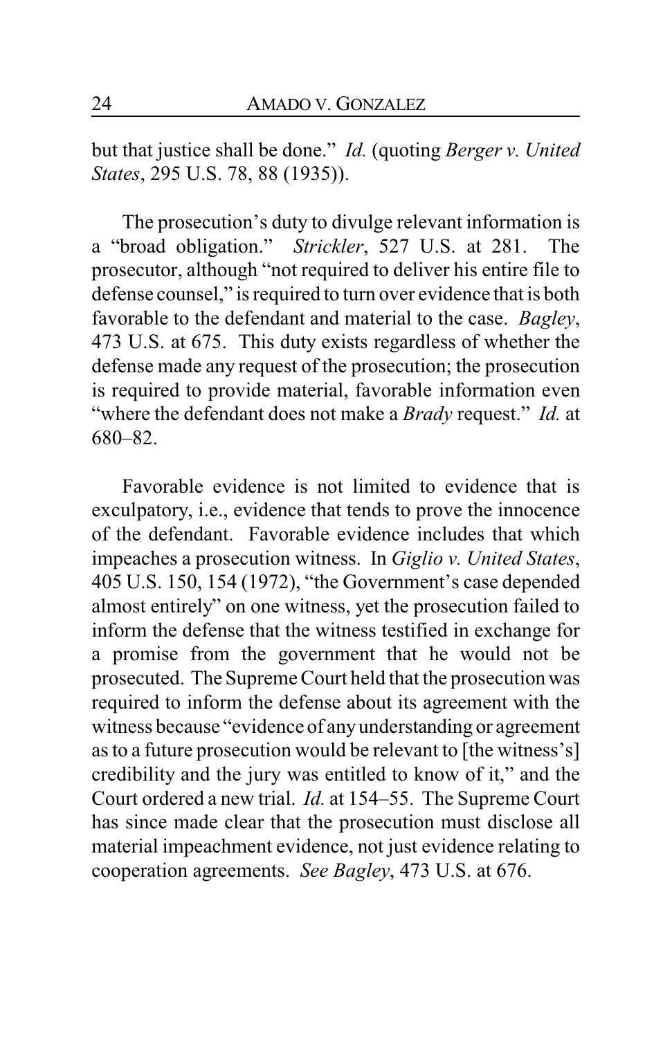but that justice shall be done." *Id.* (quoting *Berger v. United States*, 295 U.S. 78, 88 (1935)).

The prosecution's duty to divulge relevant information is a "broad obligation." *Strickler*, 527 U.S. at 281. The prosecutor, although "not required to deliver his entire file to defense counsel," is required to turn over evidence that is both favorable to the defendant and material to the case. *Bagley*, 473 U.S. at 675. This duty exists regardless of whether the defense made any request of the prosecution; the prosecution is required to provide material, favorable information even "where the defendant does not make a *Brady* request." *Id.* at 680–82.

Favorable evidence is not limited to evidence that is exculpatory, i.e., evidence that tends to prove the innocence of the defendant. Favorable evidence includes that which impeaches a prosecution witness. In *Giglio v. United States*, 405 U.S. 150, 154 (1972), "the Government's case depended almost entirely" on one witness, yet the prosecution failed to inform the defense that the witness testified in exchange for a promise from the government that he would not be prosecuted. The Supreme Court held that the prosecution was required to inform the defense about its agreement with the witness because "evidence of any understanding or agreement as to a future prosecution would be relevant to [the witness's] credibility and the jury was entitled to know of it," and the Court ordered a new trial. *Id.* at 154–55. The Supreme Court has since made clear that the prosecution must disclose all material impeachment evidence, not just evidence relating to cooperation agreements. *See Bagley*, 473 U.S. at 676.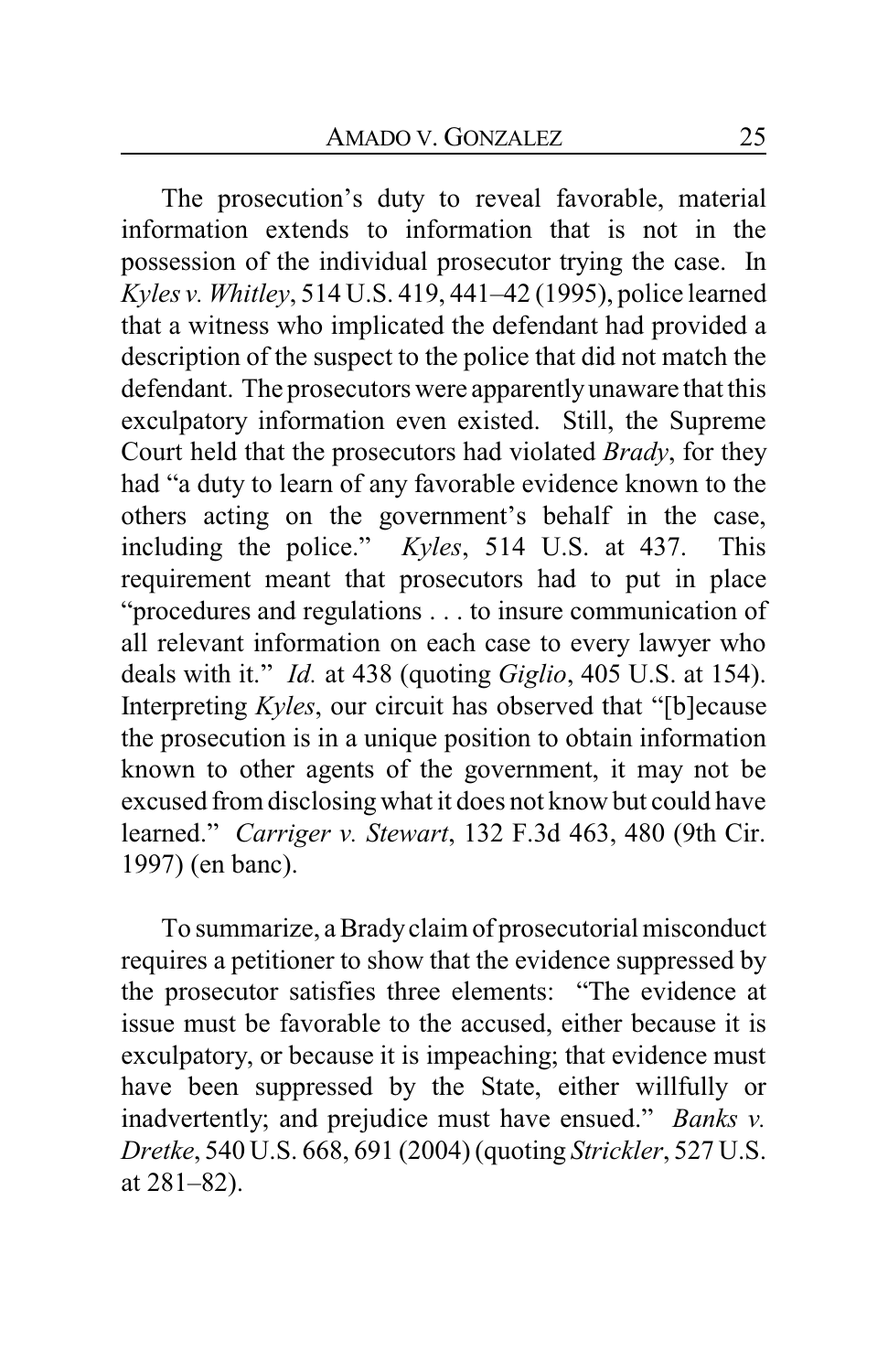The prosecution's duty to reveal favorable, material information extends to information that is not in the possession of the individual prosecutor trying the case. In *Kyles v. Whitley*, 514 U.S. 419, 441–42 (1995), police learned that a witness who implicated the defendant had provided a description of the suspect to the police that did not match the defendant. The prosecutors were apparently unaware that this exculpatory information even existed. Still, the Supreme Court held that the prosecutors had violated *Brady*, for they had "a duty to learn of any favorable evidence known to the others acting on the government's behalf in the case, including the police." *Kyles*, 514 U.S. at 437. This requirement meant that prosecutors had to put in place "procedures and regulations . . . to insure communication of all relevant information on each case to every lawyer who deals with it." *Id.* at 438 (quoting *Giglio*, 405 U.S. at 154). Interpreting *Kyles*, our circuit has observed that "[b]ecause the prosecution is in a unique position to obtain information known to other agents of the government, it may not be excused from disclosing what it does not know but could have learned." *Carriger v. Stewart*, 132 F.3d 463, 480 (9th Cir. 1997) (en banc).

To summarize, a Brady claim of prosecutorial misconduct requires a petitioner to show that the evidence suppressed by the prosecutor satisfies three elements: "The evidence at issue must be favorable to the accused, either because it is exculpatory, or because it is impeaching; that evidence must have been suppressed by the State, either willfully or inadvertently; and prejudice must have ensued." *Banks v. Dretke*, 540 U.S. 668, 691 (2004) (quoting *Strickler*, 527 U.S. at 281–82).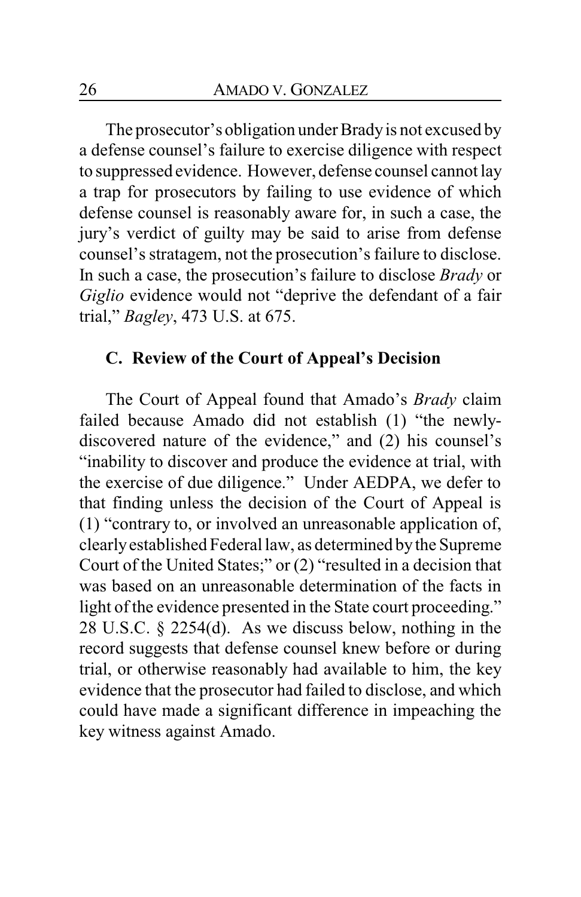The prosecutor's obligation under Brady is not excused by a defense counsel's failure to exercise diligence with respect to suppressed evidence. However, defense counsel cannot lay a trap for prosecutors by failing to use evidence of which defense counsel is reasonably aware for, in such a case, the jury's verdict of guilty may be said to arise from defense counsel's stratagem, not the prosecution's failure to disclose. In such a case, the prosecution's failure to disclose *Brady* or *Giglio* evidence would not "deprive the defendant of a fair trial," *Bagley*, 473 U.S. at 675.

### C. Review of the Court of Appeal's Decision

The Court of Appeal found that Amado's *Brady* claim failed because Amado did not establish (1) "the newly-discovered nature of the evidence," and (2) his counsel's "inability to discover and produce the evidence at trial, with the exercise of due diligence." Under AEDPA, we defer to that finding unless the decision of the Court of Appeal is (1) "contrary to, or involved an unreasonable application of, clearly established Federal law, as determined by the Supreme Court of the United States;" or (2) "resulted in a decision that was based on an unreasonable determination of the facts in light of the evidence presented in the State court proceeding." 28 U.S.C. § 2254(d). As we discuss below, nothing in the record suggests that defense counsel knew before or during trial, or otherwise reasonably had available to him, the key evidence that the prosecutor had failed to disclose, and which could have made a significant difference in impeaching the key witness against Amado.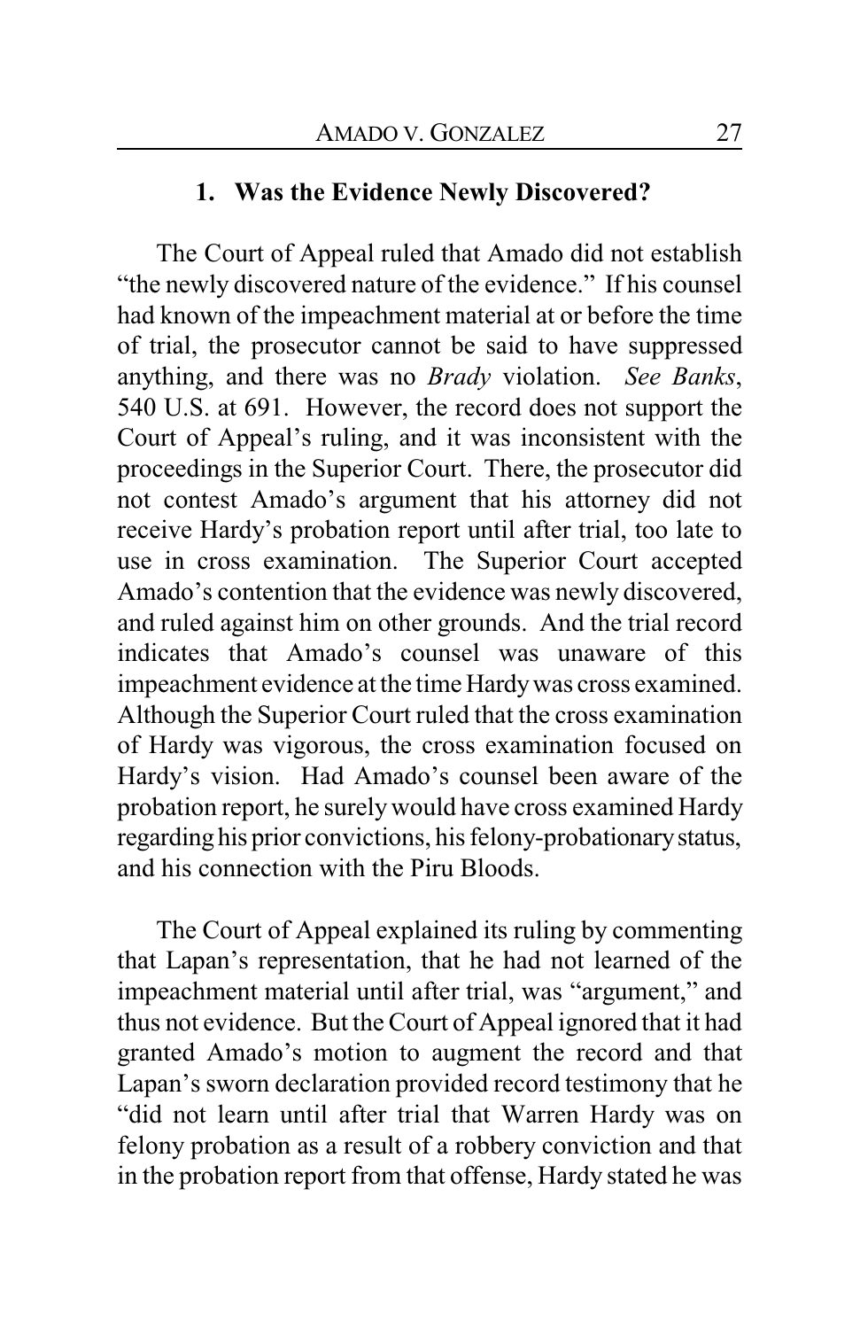### 1. Was the Evidence Newly Discovered?

The Court of Appeal ruled that Amado did not establish "the newly discovered nature of the evidence." If his counsel had known of the impeachment material at or before the time of trial, the prosecutor cannot be said to have suppressed anything, and there was no *Brady* violation. *See Banks*, 540 U.S. at 691. However, the record does not support the Court of Appeal's ruling, and it was inconsistent with the proceedings in the Superior Court. There, the prosecutor did not contest Amado's argument that his attorney did not receive Hardy's probation report until after trial, too late to use in cross examination. The Superior Court accepted Amado's contention that the evidence was newly discovered, and ruled against him on other grounds. And the trial record indicates that Amado's counsel was unaware of this impeachment evidence at the time Hardy was cross examined. Although the Superior Court ruled that the cross examination of Hardy was vigorous, the cross examination focused on Hardy's vision. Had Amado's counsel been aware of the probation report, he surely would have cross examined Hardy regarding his prior convictions, his felony-probationary status, and his connection with the Piru Bloods.

The Court of Appeal explained its ruling by commenting that Lapan's representation, that he had not learned of the impeachment material until after trial, was "argument," and thus not evidence. But the Court of Appeal ignored that it had granted Amado's motion to augment the record and that Lapan's sworn declaration provided record testimony that he "did not learn until after trial that Warren Hardy was on felony probation as a result of a robbery conviction and that in the probation report from that offense, Hardy stated he was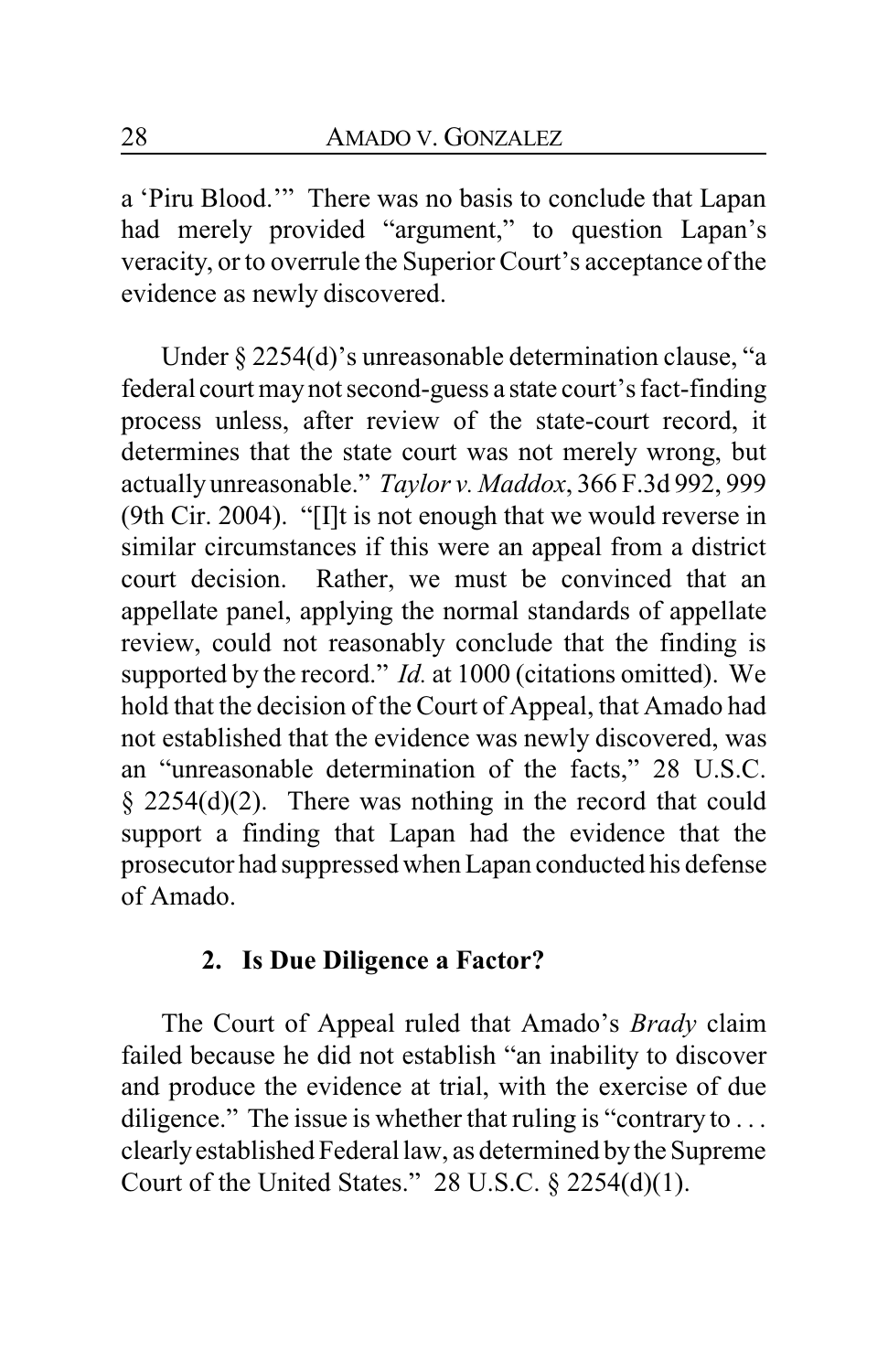a 'Piru Blood.'" There was no basis to conclude that Lapan had merely provided "argument," to question Lapan's veracity, or to overrule the Superior Court's acceptance of the evidence as newly discovered.

Under § 2254(d)'s unreasonable determination clause, "a federal court may not second-guess a state court's fact-finding process unless, after review of the state-court record, it determines that the state court was not merely wrong, but actually unreasonable." *Taylor v. Maddox*, 366 F.3d 992, 999 (9th Cir. 2004). "[I]t is not enough that we would reverse in similar circumstances if this were an appeal from a district court decision. Rather, we must be convinced that an appellate panel, applying the normal standards of appellate review, could not reasonably conclude that the finding is supported by the record." *Id.* at 1000 (citations omitted). We hold that the decision of the Court of Appeal, that Amado had not established that the evidence was newly discovered, was an "unreasonable determination of the facts," 28 U.S.C. § 2254(d)(2). There was nothing in the record that could support a finding that Lapan had the evidence that the prosecutor had suppressed when Lapan conducted his defense of Amado.

### 2. Is Due Diligence a Factor?

The Court of Appeal ruled that Amado's *Brady* claim failed because he did not establish "an inability to discover and produce the evidence at trial, with the exercise of due diligence." The issue is whether that ruling is "contrary to . . . clearly established Federal law, as determined by the Supreme Court of the United States." 28 U.S.C. § 2254(d)(1).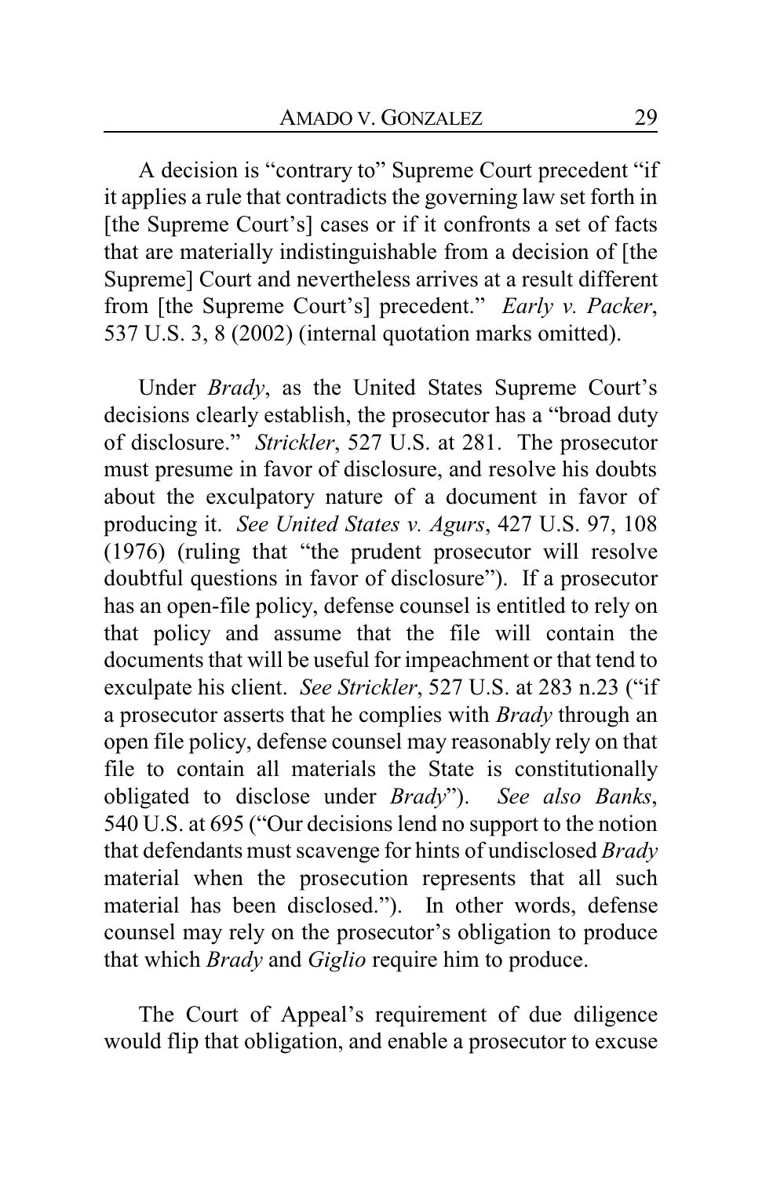A decision is "contrary to" Supreme Court precedent "if it applies a rule that contradicts the governing law set forth in [the Supreme Court's] cases or if it confronts a set of facts that are materially indistinguishable from a decision of [the Supreme] Court and nevertheless arrives at a result different from [the Supreme Court's] precedent." *Early v. Packer*, 537 U.S. 3, 8 (2002) (internal quotation marks omitted).

Under *Brady*, as the United States Supreme Court's decisions clearly establish, the prosecutor has a "broad duty of disclosure." *Strickler*, 527 U.S. at 281. The prosecutor must presume in favor of disclosure, and resolve his doubts about the exculpatory nature of a document in favor of producing it. *See United States v. Agurs*, 427 U.S. 97, 108 (1976) (ruling that "the prudent prosecutor will resolve doubtful questions in favor of disclosure"). If a prosecutor has an open-file policy, defense counsel is entitled to rely on that policy and assume that the file will contain the documents that will be useful for impeachment or that tend to exculpate his client. *See Strickler*, 527 U.S. at 283 n.23 ("if a prosecutor asserts that he complies with *Brady* through an open file policy, defense counsel may reasonably rely on that file to contain all materials the State is constitutionally obligated to disclose under *Brady*"). *See also Banks*, 540 U.S. at 695 ("Our decisions lend no support to the notion that defendants must scavenge for hints of undisclosed *Brady* material when the prosecution represents that all such material has been disclosed."). In other words, defense counsel may rely on the prosecutor's obligation to produce that which *Brady* and *Giglio* require him to produce.

The Court of Appeal's requirement of due diligence would flip that obligation, and enable a prosecutor to excuse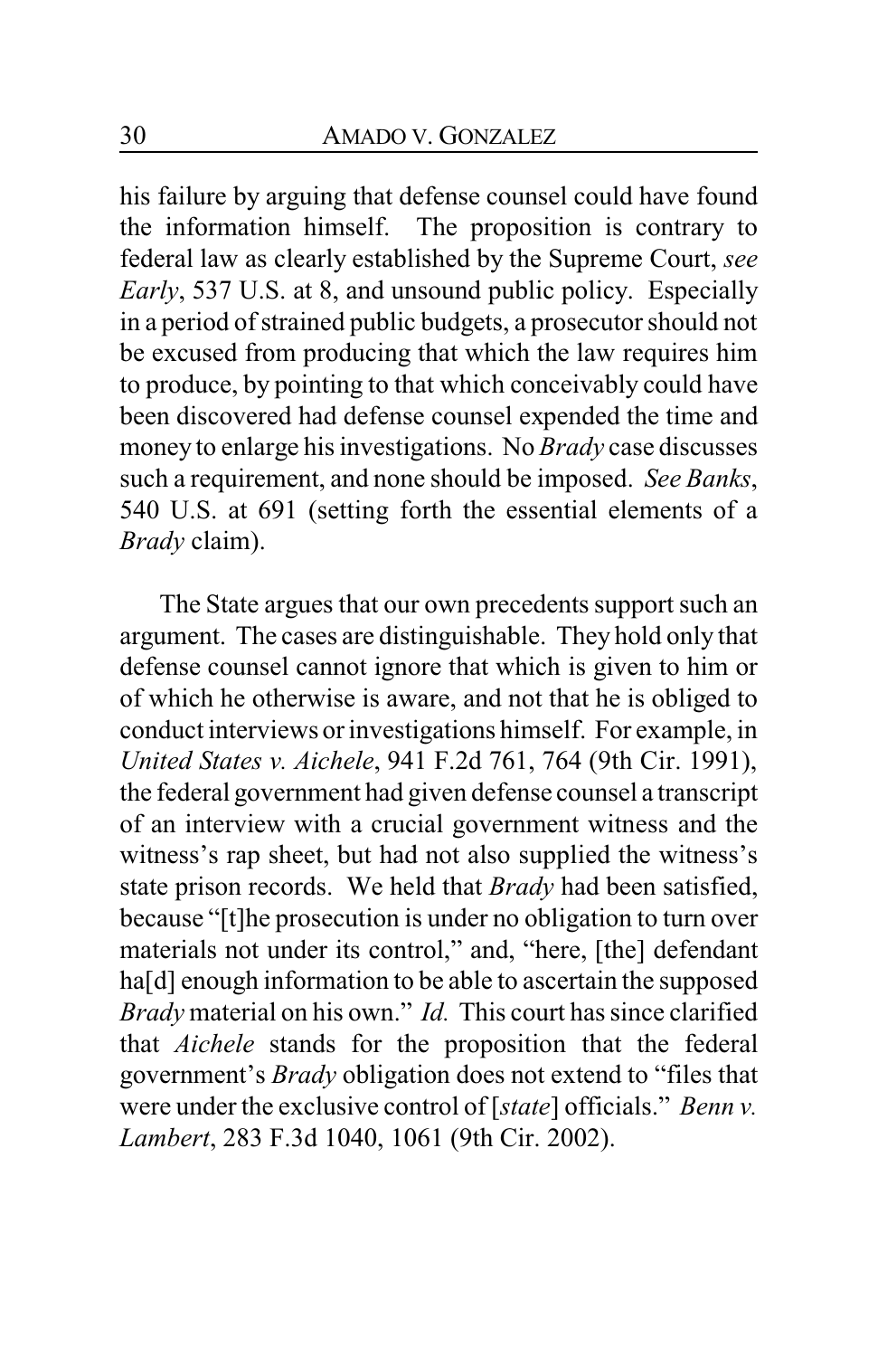his failure by arguing that defense counsel could have found the information himself. The proposition is contrary to federal law as clearly established by the Supreme Court, *see Early*, 537 U.S. at 8, and unsound public policy. Especially in a period of strained public budgets, a prosecutor should not be excused from producing that which the law requires him to produce, by pointing to that which conceivably could have been discovered had defense counsel expended the time and money to enlarge his investigations. No *Brady* case discusses such a requirement, and none should be imposed. *See Banks*, 540 U.S. at 691 (setting forth the essential elements of a *Brady* claim).

The State argues that our own precedents support such an argument. The cases are distinguishable. They hold only that defense counsel cannot ignore that which is given to him or of which he otherwise is aware, and not that he is obliged to conduct interviews or investigations himself. For example, in *United States v. Aichele*, 941 F.2d 761, 764 (9th Cir. 1991), the federal government had given defense counsel a transcript of an interview with a crucial government witness and the witness's rap sheet, but had not also supplied the witness's state prison records. We held that *Brady* had been satisfied, because "[t]he prosecution is under no obligation to turn over materials not under its control," and, "here, [the] defendant ha[d] enough information to be able to ascertain the supposed *Brady* material on his own." *Id.* This court has since clarified that *Aichele* stands for the proposition that the federal government's *Brady* obligation does not extend to "files that were under the exclusive control of [*state*] officials." *Benn v. Lambert*, 283 F.3d 1040, 1061 (9th Cir. 2002).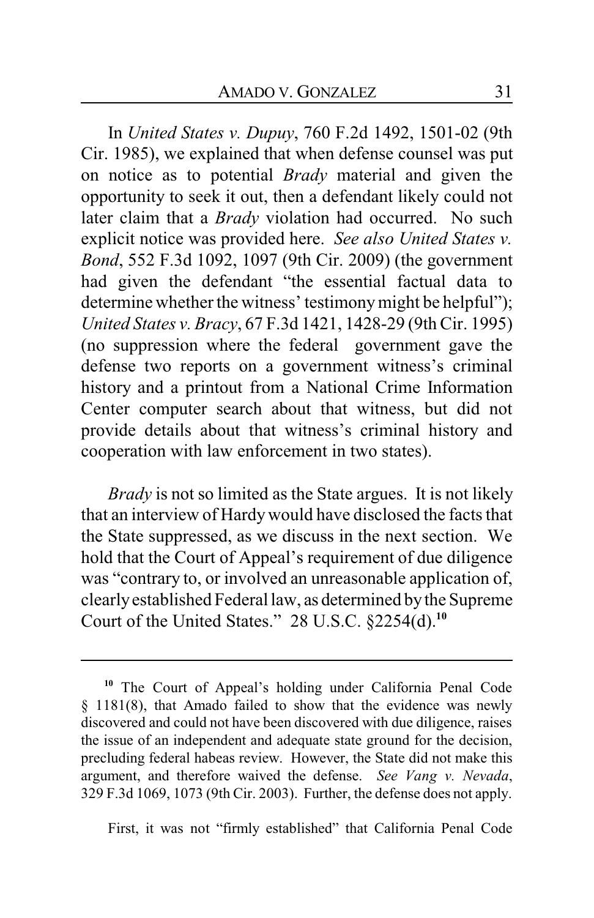In *United States v. Dupuy*, 760 F.2d 1492, 1501-02 (9th Cir. 1985), we explained that when defense counsel was put on notice as to potential *Brady* material and given the opportunity to seek it out, then a defendant likely could not later claim that a *Brady* violation had occurred. No such explicit notice was provided here. *See also United States v. Bond*, 552 F.3d 1092, 1097 (9th Cir. 2009) (the government had given the defendant "the essential factual data to determine whether the witness' testimony might be helpful"); *United States v. Bracy*, 67 F.3d 1421, 1428-29 (9th Cir. 1995) (no suppression where the federal government gave the defense two reports on a government witness's criminal history and a printout from a National Crime Information Center computer search about that witness, but did not provide details about that witness's criminal history and cooperation with law enforcement in two states).

*Brady* is not so limited as the State argues. It is not likely that an interview of Hardy would have disclosed the facts that the State suppressed, as we discuss in the next section. We hold that the Court of Appeal's requirement of due diligence was "contrary to, or involved an unreasonable application of, clearly established Federal law, as determined by the Supreme Court of the United States." 28 U.S.C. §2254(d).[10]

---

[10] The Court of Appeal's holding under California Penal Code § 1181(8), that Amado failed to show that the evidence was newly discovered and could not have been discovered with due diligence, raises the issue of an independent and adequate state ground for the decision, precluding federal habeas review. However, the State did not make this argument, and therefore waived the defense. *See Vang v. Nevada*, 329 F.3d 1069, 1073 (9th Cir. 2003). Further, the defense does not apply.

First, it was not "firmly established" that California Penal Code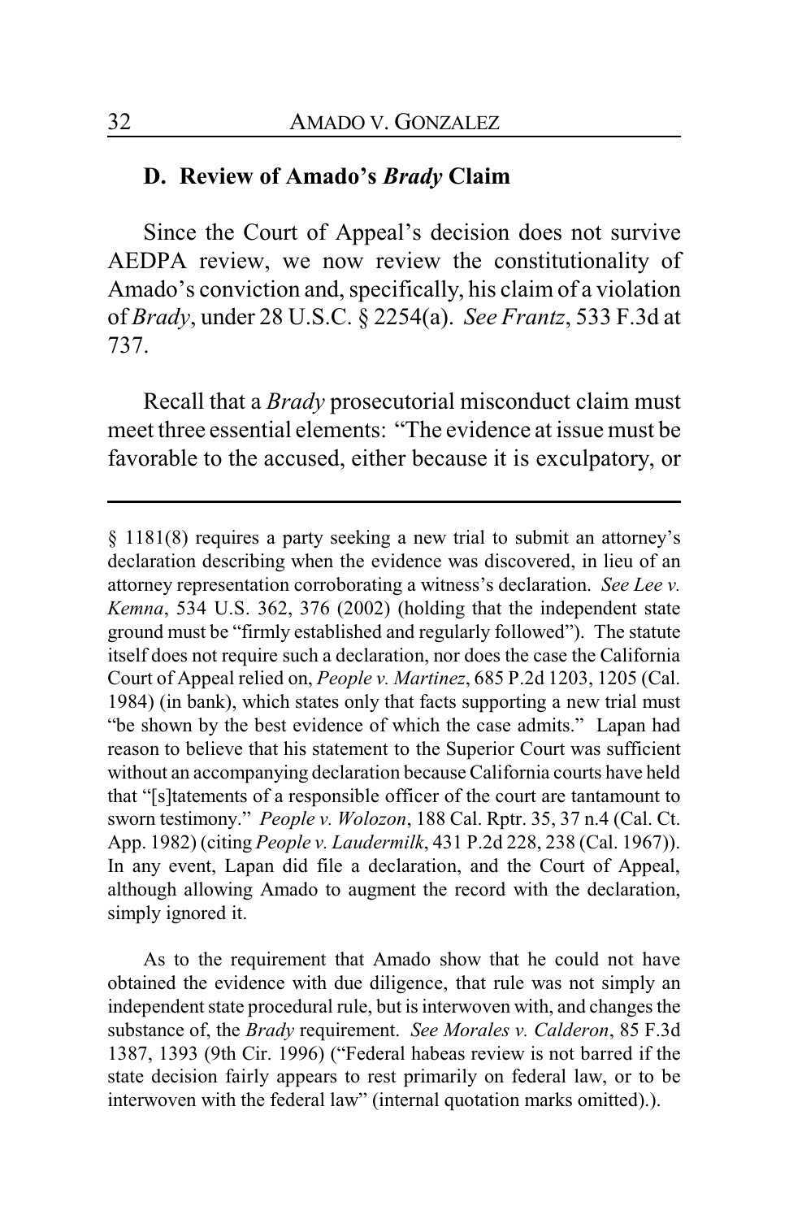### D. Review of Amado's *Brady* Claim

Since the Court of Appeal's decision does not survive AEDPA review, we now review the constitutionality of Amado's conviction and, specifically, his claim of a violation of *Brady*, under 28 U.S.C. § 2254(a). *See Frantz*, 533 F.3d at 737.

Recall that a *Brady* prosecutorial misconduct claim must meet three essential elements: "The evidence at issue must be favorable to the accused, either because it is exculpatory, or

---

§ 1181(8) requires a party seeking a new trial to submit an attorney's declaration describing when the evidence was discovered, in lieu of an attorney representation corroborating a witness's declaration. *See Lee v. Kemna*, 534 U.S. 362, 376 (2002) (holding that the independent state ground must be "firmly established and regularly followed"). The statute itself does not require such a declaration, nor does the case the California Court of Appeal relied on, *People v. Martinez*, 685 P.2d 1203, 1205 (Cal. 1984) (in bank), which states only that facts supporting a new trial must "be shown by the best evidence of which the case admits." Lapan had reason to believe that his statement to the Superior Court was sufficient without an accompanying declaration because California courts have held that "[s]tatements of a responsible officer of the court are tantamount to sworn testimony." *People v. Wolozon*, 188 Cal. Rptr. 35, 37 n.4 (Cal. Ct. App. 1982) (citing *People v. Laudermilk*, 431 P.2d 228, 238 (Cal. 1967)). In any event, Lapan did file a declaration, and the Court of Appeal, although allowing Amado to augment the record with the declaration, simply ignored it.

As to the requirement that Amado show that he could not have obtained the evidence with due diligence, that rule was not simply an independent state procedural rule, but is interwoven with, and changes the substance of, the *Brady* requirement. *See Morales v. Calderon*, 85 F.3d 1387, 1393 (9th Cir. 1996) ("Federal habeas review is not barred if the state decision fairly appears to rest primarily on federal law, or to be interwoven with the federal law" (internal quotation marks omitted).).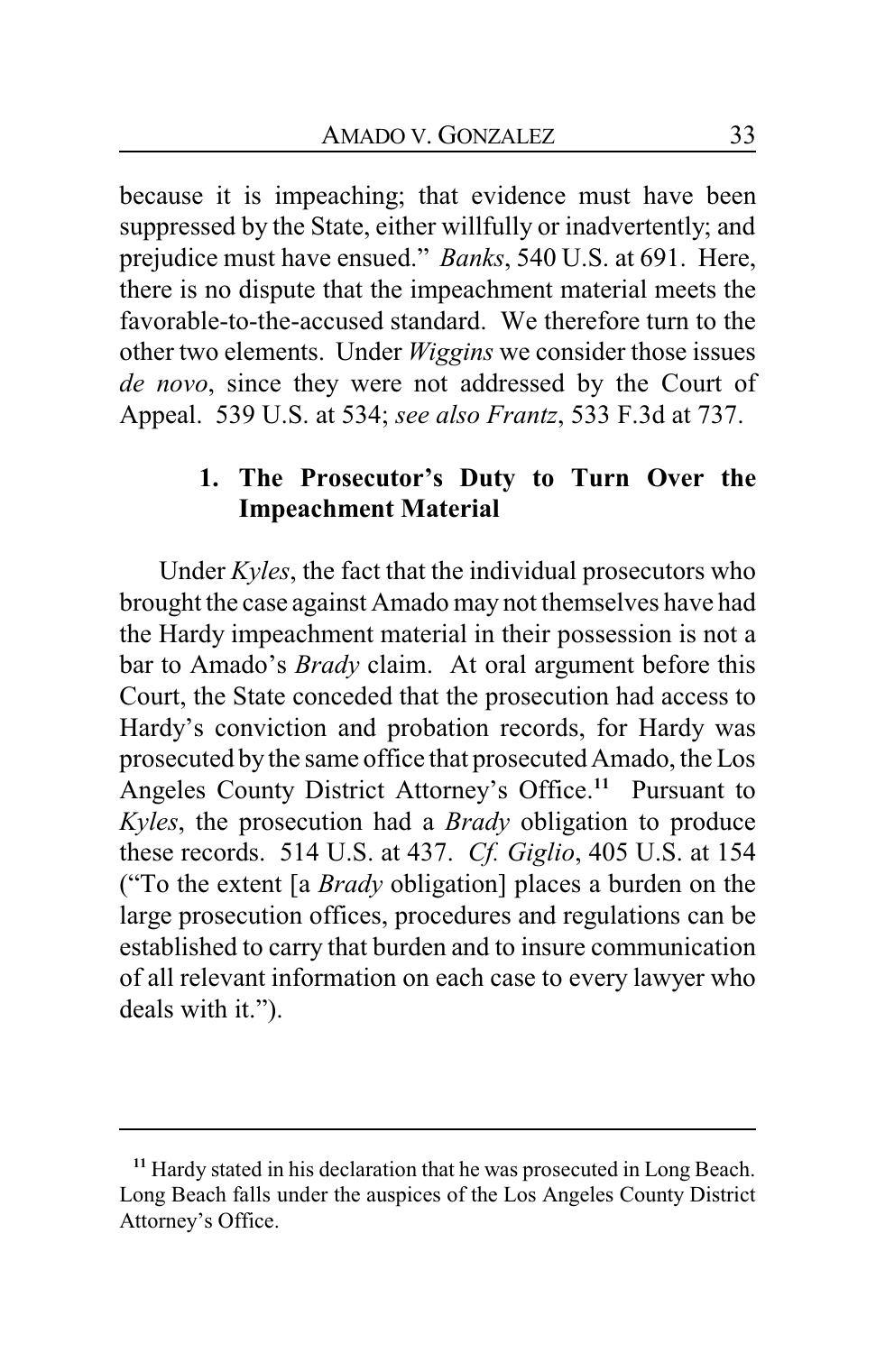because it is impeaching; that evidence must have been suppressed by the State, either willfully or inadvertently; and prejudice must have ensued." *Banks*, 540 U.S. at 691. Here, there is no dispute that the impeachment material meets the favorable-to-the-accused standard. We therefore turn to the other two elements. Under *Wiggins* we consider those issues *de novo*, since they were not addressed by the Court of Appeal. 539 U.S. at 534; *see also Frantz*, 533 F.3d at 737.

### 1. The Prosecutor's Duty to Turn Over the Impeachment Material

Under *Kyles*, the fact that the individual prosecutors who brought the case against Amado may not themselves have had the Hardy impeachment material in their possession is not a bar to Amado's *Brady* claim. At oral argument before this Court, the State conceded that the prosecution had access to Hardy's conviction and probation records, for Hardy was prosecuted by the same office that prosecuted Amado, the Los Angeles County District Attorney's Office.[11] Pursuant to *Kyles*, the prosecution had a *Brady* obligation to produce these records. 514 U.S. at 437. *Cf. Giglio*, 405 U.S. at 154 ("To the extent [a *Brady* obligation] places a burden on the large prosecution offices, procedures and regulations can be established to carry that burden and to insure communication of all relevant information on each case to every lawyer who deals with it.").

---

[11] Hardy stated in his declaration that he was prosecuted in Long Beach. Long Beach falls under the auspices of the Los Angeles County District Attorney's Office.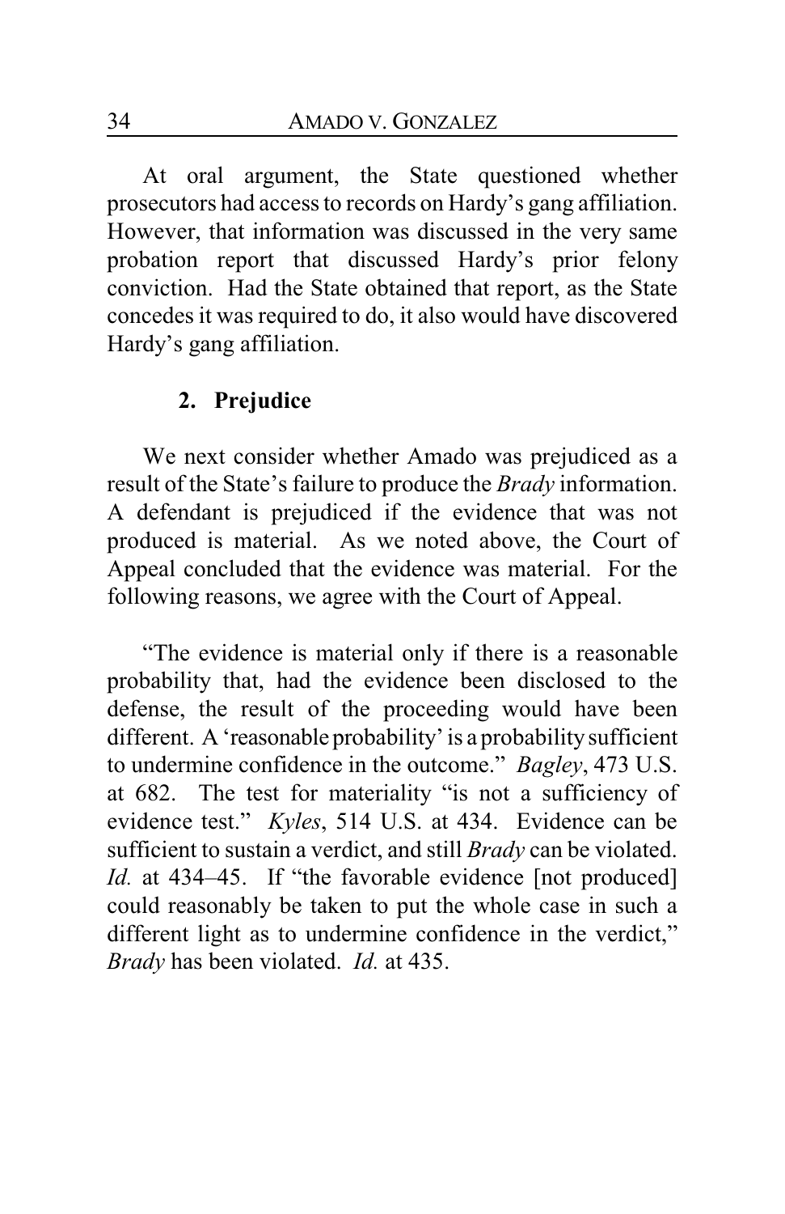At oral argument, the State questioned whether prosecutors had access to records on Hardy's gang affiliation. However, that information was discussed in the very same probation report that discussed Hardy's prior felony conviction. Had the State obtained that report, as the State concedes it was required to do, it also would have discovered Hardy's gang affiliation.

### 2. Prejudice

We next consider whether Amado was prejudiced as a result of the State's failure to produce the *Brady* information. A defendant is prejudiced if the evidence that was not produced is material. As we noted above, the Court of Appeal concluded that the evidence was material. For the following reasons, we agree with the Court of Appeal.

"The evidence is material only if there is a reasonable probability that, had the evidence been disclosed to the defense, the result of the proceeding would have been different. A 'reasonable probability' is a probability sufficient to undermine confidence in the outcome." *Bagley*, 473 U.S. at 682. The test for materiality "is not a sufficiency of evidence test." *Kyles*, 514 U.S. at 434. Evidence can be sufficient to sustain a verdict, and still *Brady* can be violated. *Id.* at 434–45. If "the favorable evidence [not produced] could reasonably be taken to put the whole case in such a different light as to undermine confidence in the verdict," *Brady* has been violated. *Id.* at 435.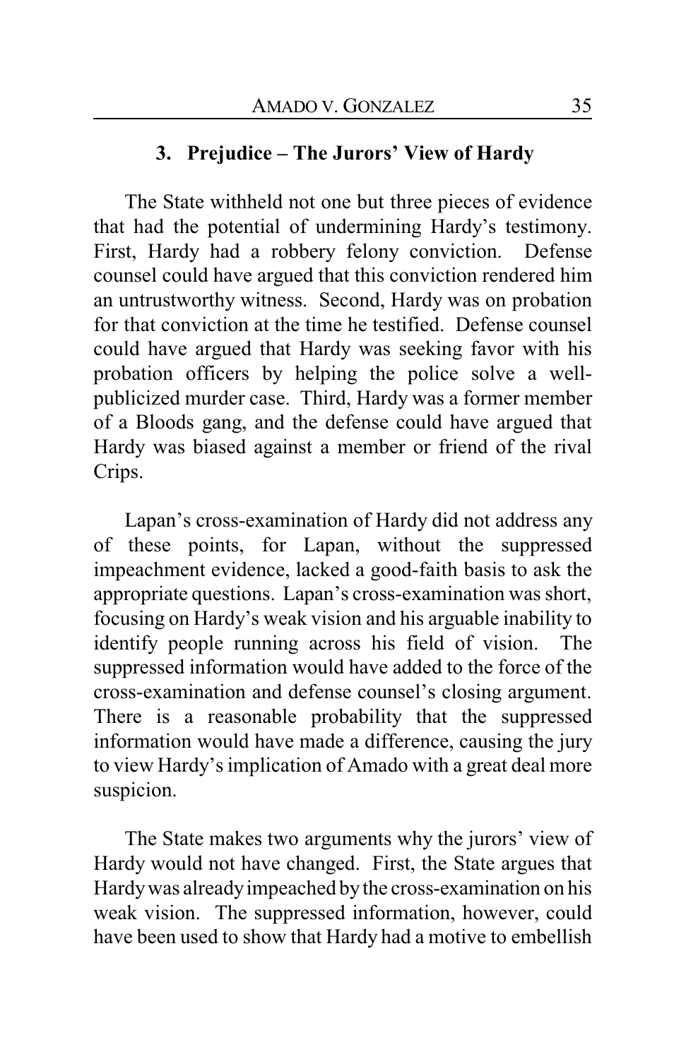### 3. Prejudice – The Jurors' View of Hardy

The State withheld not one but three pieces of evidence that had the potential of undermining Hardy's testimony. First, Hardy had a robbery felony conviction. Defense counsel could have argued that this conviction rendered him an untrustworthy witness. Second, Hardy was on probation for that conviction at the time he testified. Defense counsel could have argued that Hardy was seeking favor with his probation officers by helping the police solve a well-publicized murder case. Third, Hardy was a former member of a Bloods gang, and the defense could have argued that Hardy was biased against a member or friend of the rival Crips.

Lapan's cross-examination of Hardy did not address any of these points, for Lapan, without the suppressed impeachment evidence, lacked a good-faith basis to ask the appropriate questions. Lapan's cross-examination was short, focusing on Hardy's weak vision and his arguable inability to identify people running across his field of vision. The suppressed information would have added to the force of the cross-examination and defense counsel's closing argument. There is a reasonable probability that the suppressed information would have made a difference, causing the jury to view Hardy's implication of Amado with a great deal more suspicion.

The State makes two arguments why the jurors' view of Hardy would not have changed. First, the State argues that Hardy was already impeached by the cross-examination on his weak vision. The suppressed information, however, could have been used to show that Hardy had a motive to embellish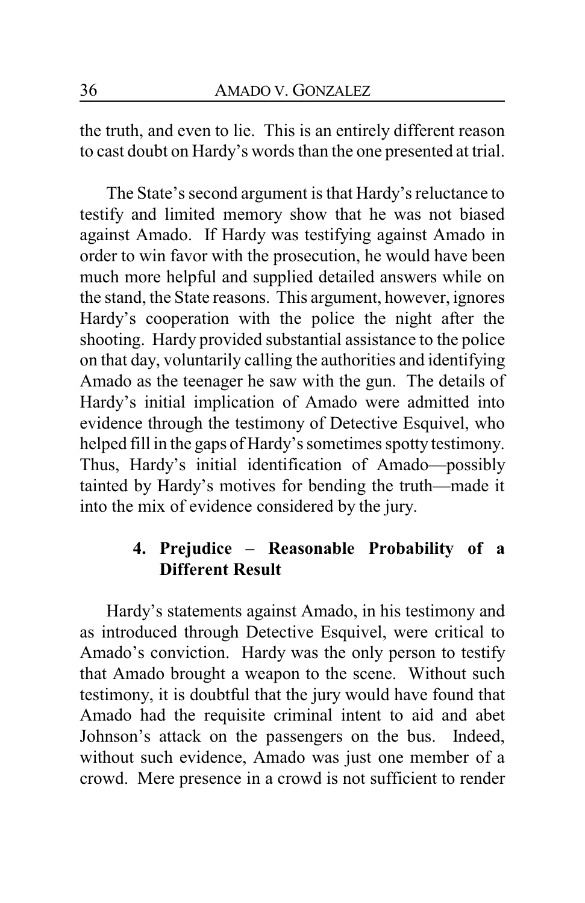the truth, and even to lie. This is an entirely different reason to cast doubt on Hardy's words than the one presented at trial.

The State's second argument is that Hardy's reluctance to testify and limited memory show that he was not biased against Amado. If Hardy was testifying against Amado in order to win favor with the prosecution, he would have been much more helpful and supplied detailed answers while on the stand, the State reasons. This argument, however, ignores Hardy's cooperation with the police the night after the shooting. Hardy provided substantial assistance to the police on that day, voluntarily calling the authorities and identifying Amado as the teenager he saw with the gun. The details of Hardy's initial implication of Amado were admitted into evidence through the testimony of Detective Esquivel, who helped fill in the gaps of Hardy's sometimes spotty testimony. Thus, Hardy's initial identification of Amado—possibly tainted by Hardy's motives for bending the truth—made it into the mix of evidence considered by the jury.

#### 4. Prejudice – Reasonable Probability of a Different Result

Hardy's statements against Amado, in his testimony and as introduced through Detective Esquivel, were critical to Amado's conviction. Hardy was the only person to testify that Amado brought a weapon to the scene. Without such testimony, it is doubtful that the jury would have found that Amado had the requisite criminal intent to aid and abet Johnson's attack on the passengers on the bus. Indeed, without such evidence, Amado was just one member of a crowd. Mere presence in a crowd is not sufficient to render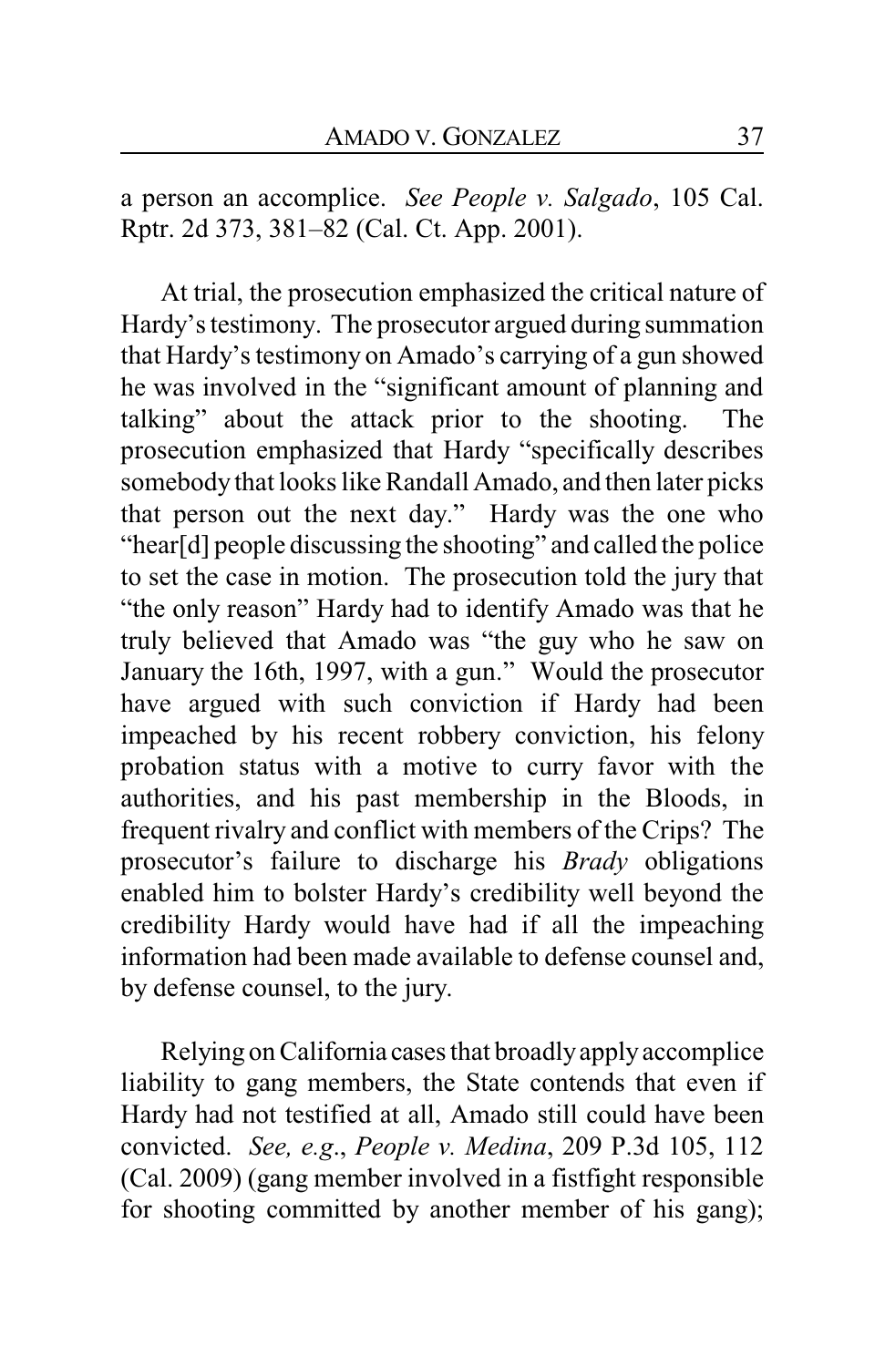a person an accomplice. *See People v. Salgado*, 105 Cal. Rptr. 2d 373, 381–82 (Cal. Ct. App. 2001).

At trial, the prosecution emphasized the critical nature of Hardy's testimony. The prosecutor argued during summation that Hardy's testimony on Amado's carrying of a gun showed he was involved in the "significant amount of planning and talking" about the attack prior to the shooting. The prosecution emphasized that Hardy "specifically describes somebody that looks like Randall Amado, and then later picks that person out the next day." Hardy was the one who "hear[d] people discussing the shooting" and called the police to set the case in motion. The prosecution told the jury that "the only reason" Hardy had to identify Amado was that he truly believed that Amado was "the guy who he saw on January the 16th, 1997, with a gun." Would the prosecutor have argued with such conviction if Hardy had been impeached by his recent robbery conviction, his felony probation status with a motive to curry favor with the authorities, and his past membership in the Bloods, in frequent rivalry and conflict with members of the Crips? The prosecutor's failure to discharge his *Brady* obligations enabled him to bolster Hardy's credibility well beyond the credibility Hardy would have had if all the impeaching information had been made available to defense counsel and, by defense counsel, to the jury.

Relying on California cases that broadly apply accomplice liability to gang members, the State contends that even if Hardy had not testified at all, Amado still could have been convicted. *See, e.g.*, *People v. Medina*, 209 P.3d 105, 112 (Cal. 2009) (gang member involved in a fistfight responsible for shooting committed by another member of his gang);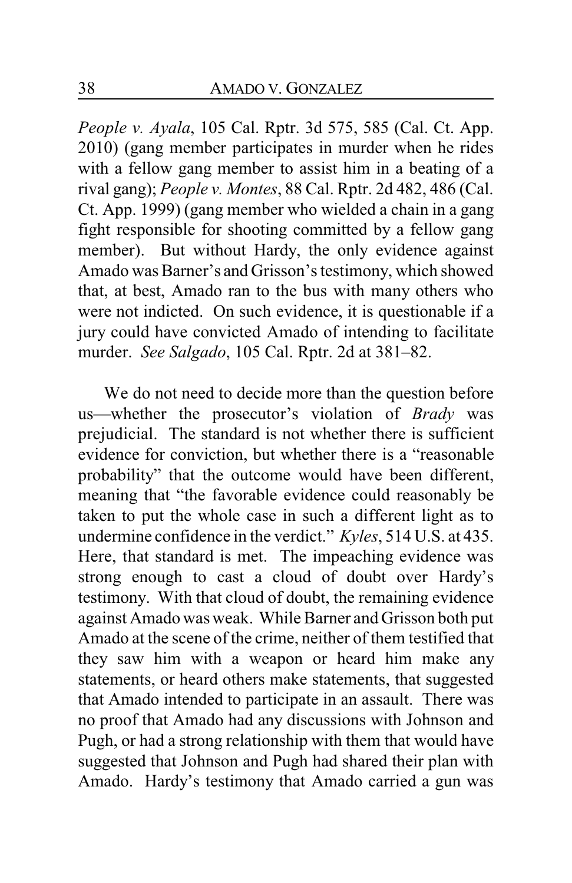*People v. Ayala*, 105 Cal. Rptr. 3d 575, 585 (Cal. Ct. App. 2010) (gang member participates in murder when he rides with a fellow gang member to assist him in a beating of a rival gang); *People v. Montes*, 88 Cal. Rptr. 2d 482, 486 (Cal. Ct. App. 1999) (gang member who wielded a chain in a gang fight responsible for shooting committed by a fellow gang member). But without Hardy, the only evidence against Amado was Barner's and Grisson's testimony, which showed that, at best, Amado ran to the bus with many others who were not indicted. On such evidence, it is questionable if a jury could have convicted Amado of intending to facilitate murder. *See Salgado*, 105 Cal. Rptr. 2d at 381–82.

We do not need to decide more than the question before us—whether the prosecutor's violation of *Brady* was prejudicial. The standard is not whether there is sufficient evidence for conviction, but whether there is a "reasonable probability" that the outcome would have been different, meaning that "the favorable evidence could reasonably be taken to put the whole case in such a different light as to undermine confidence in the verdict." *Kyles*, 514 U.S. at 435. Here, that standard is met. The impeaching evidence was strong enough to cast a cloud of doubt over Hardy's testimony. With that cloud of doubt, the remaining evidence against Amado was weak. While Barner and Grisson both put Amado at the scene of the crime, neither of them testified that they saw him with a weapon or heard him make any statements, or heard others make statements, that suggested that Amado intended to participate in an assault. There was no proof that Amado had any discussions with Johnson and Pugh, or had a strong relationship with them that would have suggested that Johnson and Pugh had shared their plan with Amado. Hardy's testimony that Amado carried a gun was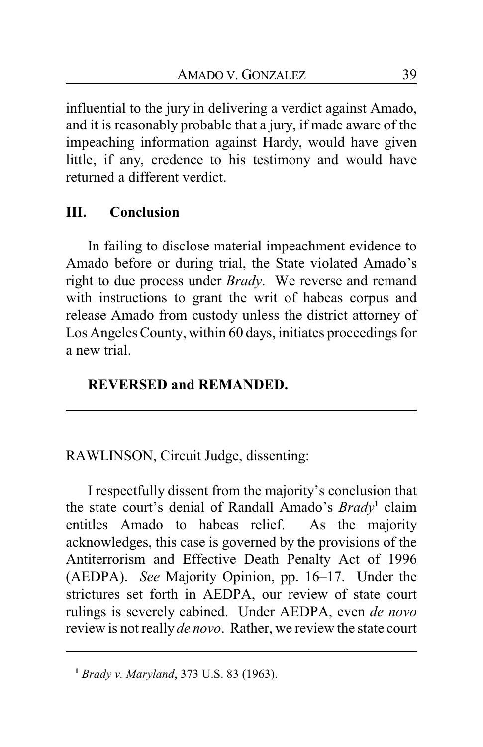influential to the jury in delivering a verdict against Amado, and it is reasonably probable that a jury, if made aware of the impeaching information against Hardy, would have given little, if any, credence to his testimony and would have returned a different verdict.

## III. Conclusion

In failing to disclose material impeachment evidence to Amado before or during trial, the State violated Amado's right to due process under *Brady*. We reverse and remand with instructions to grant the writ of habeas corpus and release Amado from custody unless the district attorney of Los Angeles County, within 60 days, initiates proceedings for a new trial.

**REVERSED and REMANDED.**

---

RAWLINSON, Circuit Judge, dissenting:

I respectfully dissent from the majority's conclusion that the state court's denial of Randall Amado's *Brady*[1] claim entitles Amado to habeas relief. As the majority acknowledges, this case is governed by the provisions of the Antiterrorism and Effective Death Penalty Act of 1996 (AEDPA). *See* Majority Opinion, pp. 16–17. Under the strictures set forth in AEDPA, our review of state court rulings is severely cabined. Under AEDPA, even *de novo* review is not really *de novo*. Rather, we review the state court

---

[1] *Brady v. Maryland*, 373 U.S. 83 (1963).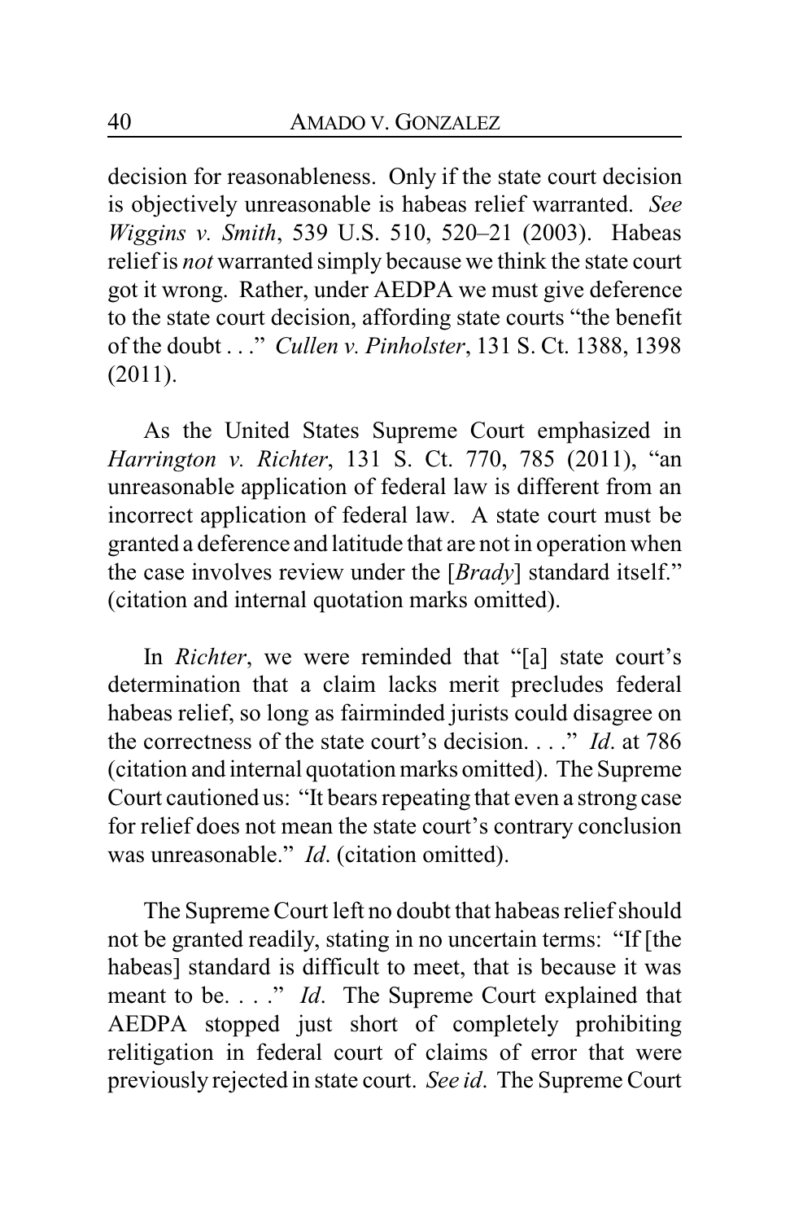decision for reasonableness. Only if the state court decision is objectively unreasonable is habeas relief warranted. *See Wiggins v. Smith*, 539 U.S. 510, 520–21 (2003). Habeas relief is *not* warranted simply because we think the state court got it wrong. Rather, under AEDPA we must give deference to the state court decision, affording state courts "the benefit of the doubt . . ." *Cullen v. Pinholster*, 131 S. Ct. 1388, 1398 (2011).

As the United States Supreme Court emphasized in *Harrington v. Richter*, 131 S. Ct. 770, 785 (2011), "an unreasonable application of federal law is different from an incorrect application of federal law. A state court must be granted a deference and latitude that are not in operation when the case involves review under the [*Brady*] standard itself." (citation and internal quotation marks omitted).

In *Richter*, we were reminded that "[a] state court's determination that a claim lacks merit precludes federal habeas relief, so long as fairminded jurists could disagree on the correctness of the state court's decision. . . ." *Id*. at 786 (citation and internal quotation marks omitted). The Supreme Court cautioned us: "It bears repeating that even a strong case for relief does not mean the state court's contrary conclusion was unreasonable." *Id*. (citation omitted).

The Supreme Court left no doubt that habeas relief should not be granted readily, stating in no uncertain terms: "If [the habeas] standard is difficult to meet, that is because it was meant to be. . . ." *Id*. The Supreme Court explained that AEDPA stopped just short of completely prohibiting relitigation in federal court of claims of error that were previously rejected in state court. *See id*. The Supreme Court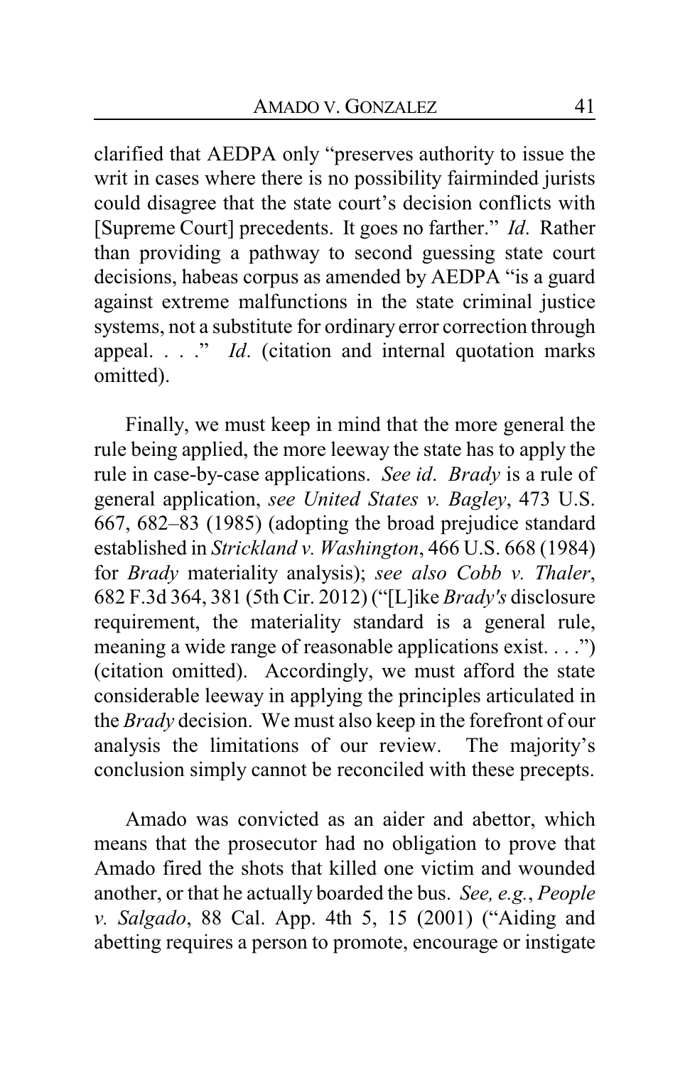clarified that AEDPA only "preserves authority to issue the writ in cases where there is no possibility fairminded jurists could disagree that the state court's decision conflicts with [Supreme Court] precedents. It goes no farther." *Id*. Rather than providing a pathway to second guessing state court decisions, habeas corpus as amended by AEDPA "is a guard against extreme malfunctions in the state criminal justice systems, not a substitute for ordinary error correction through appeal. . . ." *Id*. (citation and internal quotation marks omitted).

Finally, we must keep in mind that the more general the rule being applied, the more leeway the state has to apply the rule in case-by-case applications. *See id*. *Brady* is a rule of general application, *see United States v. Bagley*, 473 U.S. 667, 682–83 (1985) (adopting the broad prejudice standard established in *Strickland v. Washington*, 466 U.S. 668 (1984) for *Brady* materiality analysis); *see also Cobb v. Thaler*, 682 F.3d 364, 381 (5th Cir. 2012) ("[L]ike *Brady's* disclosure requirement, the materiality standard is a general rule, meaning a wide range of reasonable applications exist. . . .") (citation omitted). Accordingly, we must afford the state considerable leeway in applying the principles articulated in the *Brady* decision. We must also keep in the forefront of our analysis the limitations of our review. The majority's conclusion simply cannot be reconciled with these precepts.

Amado was convicted as an aider and abettor, which means that the prosecutor had no obligation to prove that Amado fired the shots that killed one victim and wounded another, or that he actually boarded the bus. *See, e.g.*, *People v. Salgado*, 88 Cal. App. 4th 5, 15 (2001) ("Aiding and abetting requires a person to promote, encourage or instigate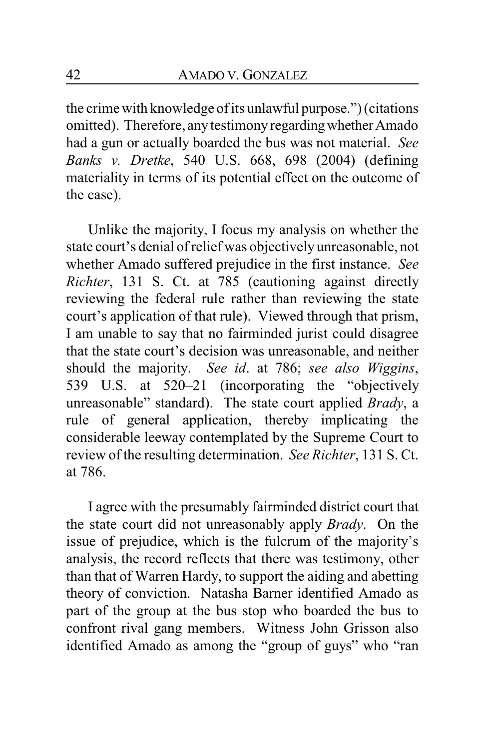the crime with knowledge of its unlawful purpose.") (citations omitted). Therefore, any testimony regarding whether Amado had a gun or actually boarded the bus was not material. *See Banks v. Dretke*, 540 U.S. 668, 698 (2004) (defining materiality in terms of its potential effect on the outcome of the case).

Unlike the majority, I focus my analysis on whether the state court's denial of relief was objectively unreasonable, not whether Amado suffered prejudice in the first instance. *See Richter*, 131 S. Ct. at 785 (cautioning against directly reviewing the federal rule rather than reviewing the state court's application of that rule). Viewed through that prism, I am unable to say that no fairminded jurist could disagree that the state court's decision was unreasonable, and neither should the majority. *See id*. at 786; *see also Wiggins*, 539 U.S. at 520–21 (incorporating the "objectively unreasonable" standard). The state court applied *Brady*, a rule of general application, thereby implicating the considerable leeway contemplated by the Supreme Court to review of the resulting determination. *See Richter*, 131 S. Ct. at 786.

I agree with the presumably fairminded district court that the state court did not unreasonably apply *Brady*. On the issue of prejudice, which is the fulcrum of the majority's analysis, the record reflects that there was testimony, other than that of Warren Hardy, to support the aiding and abetting theory of conviction. Natasha Barner identified Amado as part of the group at the bus stop who boarded the bus to confront rival gang members. Witness John Grisson also identified Amado as among the "group of guys" who "ran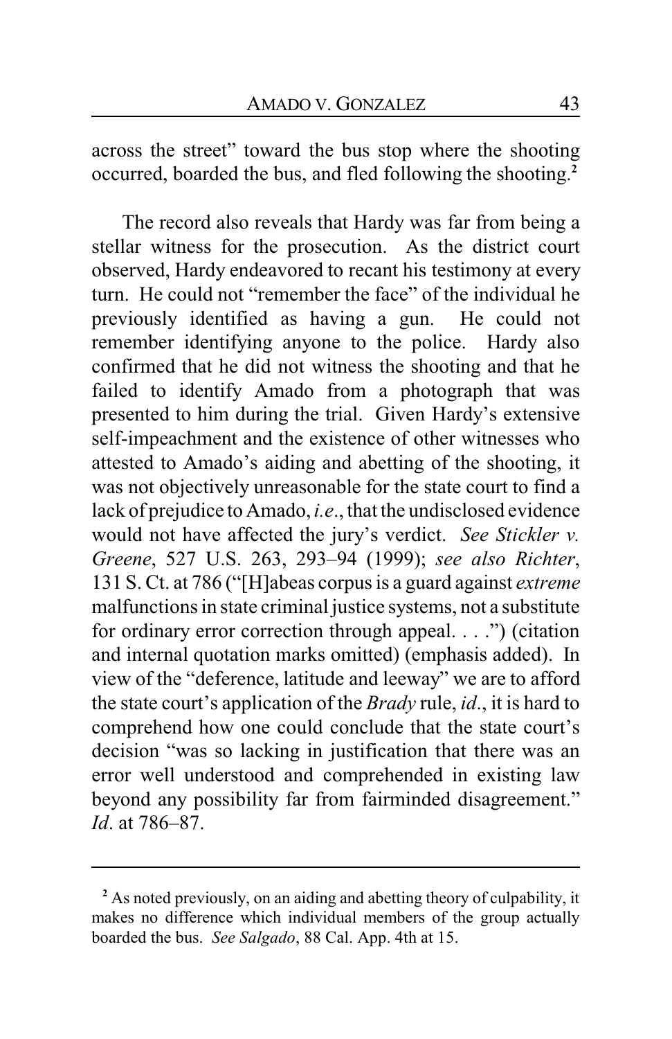across the street" toward the bus stop where the shooting occurred, boarded the bus, and fled following the shooting.[2]

The record also reveals that Hardy was far from being a stellar witness for the prosecution. As the district court observed, Hardy endeavored to recant his testimony at every turn. He could not "remember the face" of the individual he previously identified as having a gun. He could not remember identifying anyone to the police. Hardy also confirmed that he did not witness the shooting and that he failed to identify Amado from a photograph that was presented to him during the trial. Given Hardy's extensive self-impeachment and the existence of other witnesses who attested to Amado's aiding and abetting of the shooting, it was not objectively unreasonable for the state court to find a lack of prejudice to Amado, *i.e.*, that the undisclosed evidence would not have affected the jury's verdict. *See Stickler v. Greene*, 527 U.S. 263, 293–94 (1999); *see also Richter*, 131 S. Ct. at 786 ("[H]abeas corpus is a guard against *extreme* malfunctions in state criminal justice systems, not a substitute for ordinary error correction through appeal. . . .") (citation and internal quotation marks omitted) (emphasis added). In view of the "deference, latitude and leeway" we are to afford the state court's application of the *Brady* rule, *id*., it is hard to comprehend how one could conclude that the state court's decision "was so lacking in justification that there was an error well understood and comprehended in existing law beyond any possibility far from fairminded disagreement." *Id*. at 786–87.

---

[2] As noted previously, on an aiding and abetting theory of culpability, it makes no difference which individual members of the group actually boarded the bus. *See Salgado*, 88 Cal. App. 4th at 15.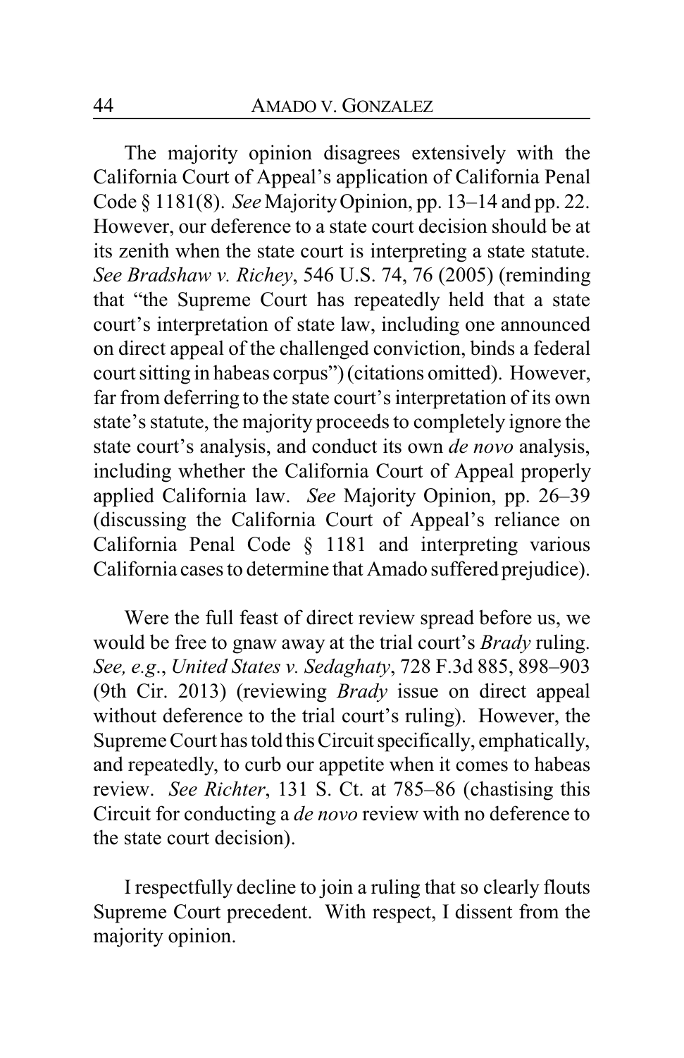The majority opinion disagrees extensively with the California Court of Appeal's application of California Penal Code § 1181(8). *See* Majority Opinion, pp. 13–14 and pp. 22. However, our deference to a state court decision should be at its zenith when the state court is interpreting a state statute. *See Bradshaw v. Richey*, 546 U.S. 74, 76 (2005) (reminding that "the Supreme Court has repeatedly held that a state court's interpretation of state law, including one announced on direct appeal of the challenged conviction, binds a federal court sitting in habeas corpus") (citations omitted). However, far from deferring to the state court's interpretation of its own state's statute, the majority proceeds to completely ignore the state court's analysis, and conduct its own *de novo* analysis, including whether the California Court of Appeal properly applied California law. *See* Majority Opinion, pp. 26–39 (discussing the California Court of Appeal's reliance on California Penal Code § 1181 and interpreting various California cases to determine that Amado suffered prejudice).

Were the full feast of direct review spread before us, we would be free to gnaw away at the trial court's *Brady* ruling. *See, e.g.*, *United States v. Sedaghaty*, 728 F.3d 885, 898–903 (9th Cir. 2013) (reviewing *Brady* issue on direct appeal without deference to the trial court's ruling). However, the Supreme Court has told this Circuit specifically, emphatically, and repeatedly, to curb our appetite when it comes to habeas review. *See Richter*, 131 S. Ct. at 785–86 (chastising this Circuit for conducting a *de novo* review with no deference to the state court decision).

I respectfully decline to join a ruling that so clearly flouts Supreme Court precedent. With respect, I dissent from the majority opinion.